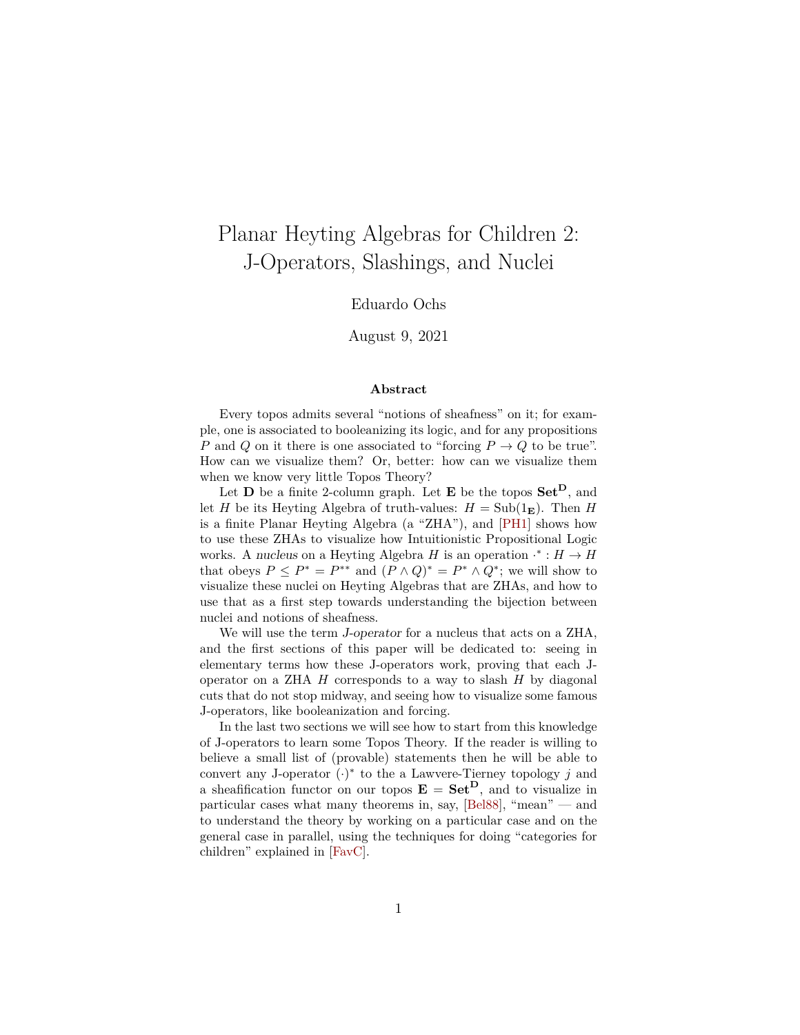# Planar Heyting Algebras for Children 2: J-Operators, Slashings, and Nuclei

Eduardo Ochs

August 9, 2021

### Abstract

Every topos admits several "notions of sheafness" on it; for example, one is associated to booleanizing its logic, and for any propositions $P$ and $Q$ on it there is one associated to "forcing $P \to Q$ to be true". How can we visualize them? Or, better: how can we visualize them when we know very little Topos Theory?

Let $\mathbf{D}$ be a finite 2-column graph. Let $\mathbf{E}$ be the topos $\mathbf{Set}^{\mathbf{D}}$, and let $H$ be its Heyting Algebra of truth-values: $H = \mathrm{Sub}(1_{\mathbf{E}})$. Then $H$ is a finite Planar Heyting Algebra (a "ZHA"), and [PH1] shows how to use these ZHAs to visualize how Intuitionistic Propositional Logic works. A *nucleus* on a Heyting Algebra $H$ is an operation $\cdot^* : H \to H$ that obeys $P \le P^* = P^{**}$ and $(P \wedge Q)^* = P^* \wedge Q^*$; we will show to visualize these nuclei on Heyting Algebras that are ZHAs, and how to use that as a first step towards understanding the bijection between nuclei and notions of sheafness.

We will use the term *J-operator* for a nucleus that acts on a ZHA, and the first sections of this paper will be dedicated to: seeing in elementary terms how these J-operators work, proving that each J-operator on a ZHA $H$ corresponds to a way to slash $H$ by diagonal cuts that do not stop midway, and seeing how to visualize some famous J-operators, like booleanization and forcing.

In the last two sections we will see how to start from this knowledge of J-operators to learn some Topos Theory. If the reader is willing to believe a small list of (provable) statements then he will be able to convert any J-operator $(\cdot)^*$ to the a Lawvere-Tierney topology $j$ and a sheafification functor on our topos $\mathbf{E} = \mathbf{Set}^{\mathbf{D}}$, and to visualize in particular cases what many theorems in, say, [Bel88], "mean" — and to understand the theory by working on a particular case and on the general case in parallel, using the techniques for doing "categories for children" explained in [FavC].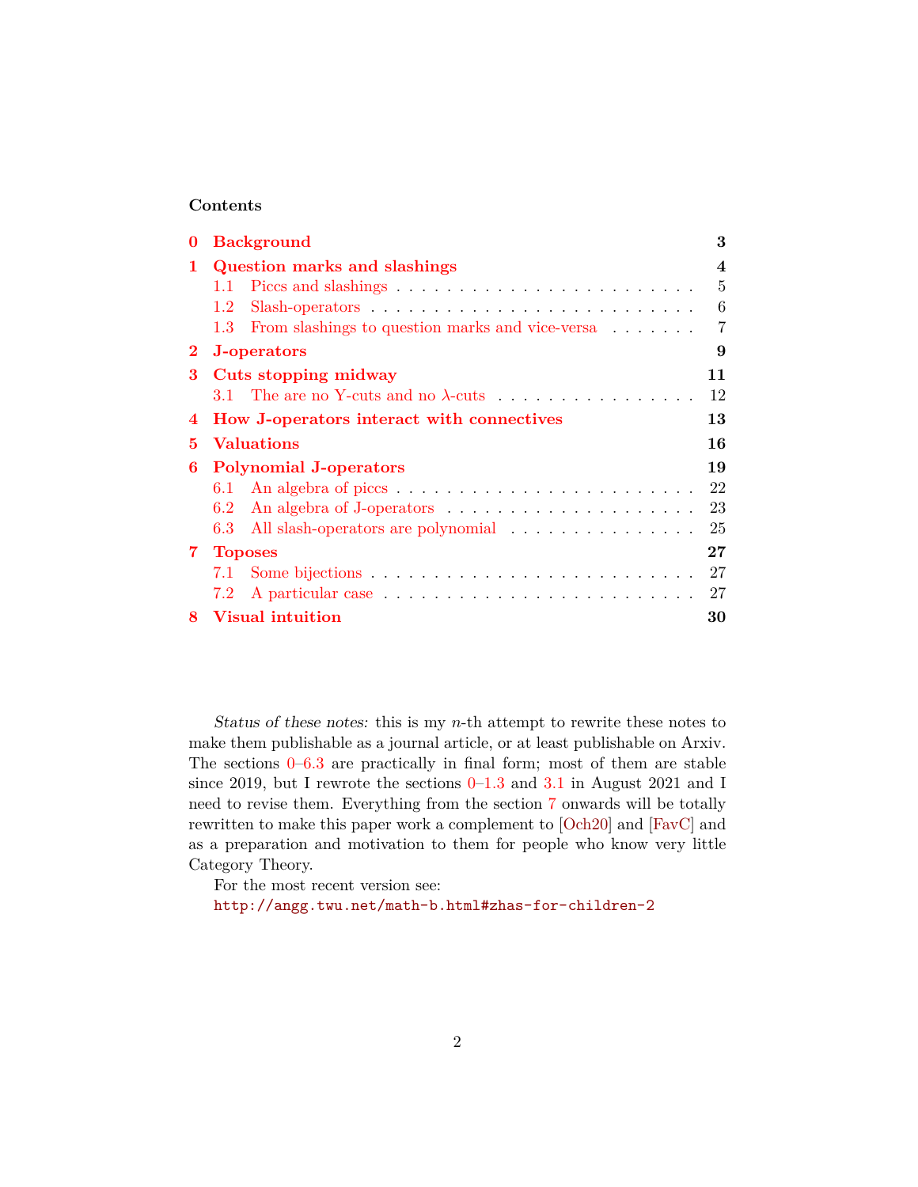## Contents

- **0 Background** — 3
- **1 Question marks and slashings** — 4
  - 1.1 Piccs and slashings — 5
  - 1.2 Slash-operators — 6
  - 1.3 From slashings to question marks and vice-versa — 7
- **2 J-operators** — 9
- **3 Cuts stopping midway** — 11
  - 3.1 The are no Y-cuts and no $\lambda$-cuts — 12
- **4 How J-operators interact with connectives** — 13
- **5 Valuations** — 16
- **6 Polynomial J-operators** — 19
  - 6.1 An algebra of piccs — 22
  - 6.2 An algebra of J-operators — 23
  - 6.3 All slash-operators are polynomial — 25
- **7 Toposes** — 27
  - 7.1 Some bijections — 27
  - 7.2 A particular case — 27
- **8 Visual intuition** — 30

*Status of these notes:* this is my $n$-th attempt to rewrite these notes to make them publishable as a journal article, or at least publishable on Arxiv. The sections 0–6.3 are practically in final form; most of them are stable since 2019, but I rewrote the sections 0–1.3 and 3.1 in August 2021 and I need to revise them. Everything from the section 7 onwards will be totally rewritten to make this paper work a complement to [Och20] and [FavC] and as a preparation and motivation to them for people who know very little Category Theory.

For the most recent version see:
`http://angg.twu.net/math-b.html#zhas-for-children-2`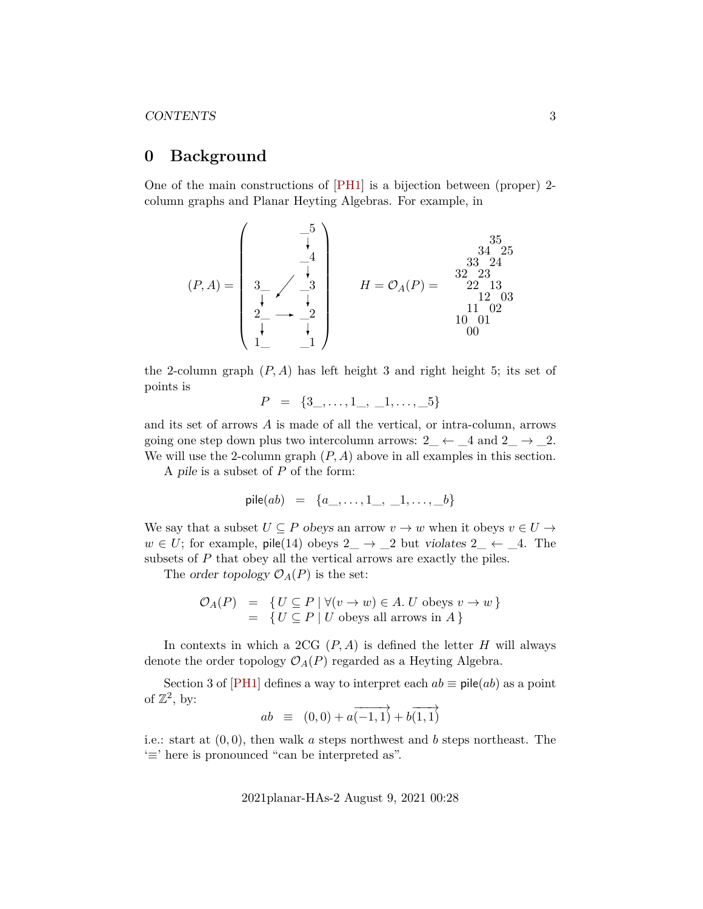# 0 Background

One of the main constructions of [PH1] is a bijection between (proper) 2-column graphs and Planar Heyting Algebras. For example, in

$$(P,A) = \left( \begin{array}{ccc} & & \_5 \\ & & \downarrow \\ & & \_4 \\ & & \downarrow \\ 3\_ & \swarrow & \_3 \\ \downarrow & & \downarrow \\ 2\_ & \longrightarrow & \_2 \\ \downarrow & & \downarrow \\ 1\_ & & \_1 \end{array} \right) \qquad H = \mathcal{O}_A(P) = \begin{array}{ccccccc} & & & & 35 & & \\ & & & 34 & & 25 & \\ & & 33 & & 24 & & \\ & 32 & & 23 & & & \\ & & 22 & & 13 & & \\ & & & 12 & & 03 & \\ & & 11 & & 02 & & \\ & 10 & & 01 & & & \\ & & 00 & & & & \end{array}$$

the 2-column graph $(P, A)$ has left height 3 and right height 5; its set of points is

$$P \quad = \quad \{3\_, \ldots, 1\_, \ \_1, \ldots, \_5\}$$

and its set of arrows $A$ is made of all the vertical, or intra-column, arrows going one step down plus two intercolumn arrows: $2\_ \leftarrow \_4$ and $2\_ \rightarrow \_2$. We will use the 2-column graph $(P, A)$ above in all examples in this section.

A *pile* is a subset of $P$ of the form:

$$\mathsf{pile}(ab) \quad = \quad \{a\_, \ldots, 1\_, \ \_1, \ldots, \_b\}$$

We say that a subset $U \subseteq P$ *obeys* an arrow $v \to w$ when it obeys $v \in U \to w \in U$; for example, $\mathsf{pile}(14)$ obeys $2\_ \to \_2$ but *violates* $2\_ \leftarrow \_4$. The subsets of $P$ that obey all the vertical arrows are exactly the piles.

The *order topology* $\mathcal{O}_A(P)$ is the set:

$$\begin{array}{rcl} \mathcal{O}_A(P) & = & \{\, U \subseteq P \mid \forall (v \to w) \in A.\, U \text{ obeys } v \to w \,\} \\ & = & \{\, U \subseteq P \mid U \text{ obeys all arrows in } A \,\} \end{array}$$

In contexts in which a 2CG $(P, A)$ is defined the letter $H$ will always denote the order topology $\mathcal{O}_A(P)$ regarded as a Heyting Algebra.

Section 3 of [PH1] defines a way to interpret each $ab \equiv \mathsf{pile}(ab)$ as a point of $\mathbb{Z}^2$, by:

$$ab \quad \equiv \quad (0,0) + a\overrightarrow{(-1,1)} + b\overrightarrow{(1,1)}$$

i.e.: start at $(0, 0)$, then walk $a$ steps northwest and $b$ steps northeast. The '$\equiv$' here is pronounced "can be interpreted as".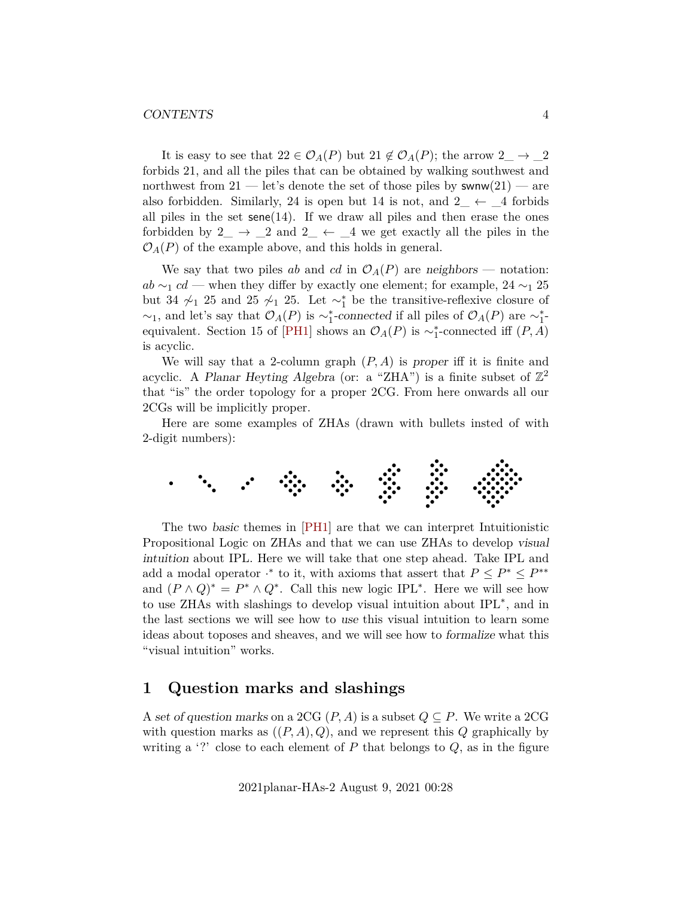It is easy to see that $22 \in \mathcal{O}_A(P)$ but $21 \notin \mathcal{O}_A(P)$; the arrow $2\_ \to \_2$ forbids 21, and all the piles that can be obtained by walking southwest and northwest from 21 — let's denote the set of those piles by $\mathsf{swnw}(21)$ — are also forbidden. Similarly, 24 is open but 14 is not, and $2\_ \leftarrow \_4$ forbids all piles in the set $\mathsf{sene}(14)$. If we draw all piles and then erase the ones forbidden by $2\_ \to \_2$ and $2\_ \leftarrow \_4$ we get exactly all the piles in the $\mathcal{O}_A(P)$ of the example above, and this holds in general.

We say that two piles $ab$ and $cd$ in $\mathcal{O}_A(P)$ are *neighbors* — notation: $ab \sim_1 cd$ — when they differ by exactly one element; for example, $24 \sim_1 25$ but $34 \not\sim_1 25$ and $25 \not\sim_1 25$. Let $\sim_1^*$ be the transitive-reflexive closure of $\sim_1$, and let's say that $\mathcal{O}_A(P)$ is $\sim_1^*$*-connected* if all piles of $\mathcal{O}_A(P)$ are $\sim_1^*$-equivalent. Section 15 of [PH1] shows an $\mathcal{O}_A(P)$ is $\sim_1^*$-connected iff $(P, A)$ is acyclic.

We will say that a 2-column graph $(P, A)$ is *proper* iff it is finite and acyclic. A *Planar Heyting Algebra* (or: a "ZHA") is a finite subset of $\mathbb{Z}^2$ that "is" the order topology for a proper 2CG. From here onwards all our 2CGs will be implicitly proper.

Here are some examples of ZHAs (drawn with bullets insted of with 2-digit numbers):

The two *basic* themes in [PH1] are that we can interpret Intuitionistic Propositional Logic on ZHAs and that we can use ZHAs to develop *visual intuition* about IPL. Here we will take that one step ahead. Take IPL and add a modal operator $\cdot^*$ to it, with axioms that assert that $P \leq P^* \leq P^{**}$ and $(P \wedge Q)^* = P^* \wedge Q^*$. Call this new logic IPL$^*$. Here we will see how to use ZHAs with slashings to develop visual intuition about IPL$^*$, and in the last sections we will see how to *use* this visual intuition to learn some ideas about toposes and sheaves, and we will see how to *formalize* what this "visual intuition" works.

## 1 Question marks and slashings

A *set of question marks* on a 2CG $(P, A)$ is a subset $Q \subseteq P$. We write a 2CG with question marks as $((P, A), Q)$, and we represent this $Q$ graphically by writing a '?' close to each element of $P$ that belongs to $Q$, as in the figure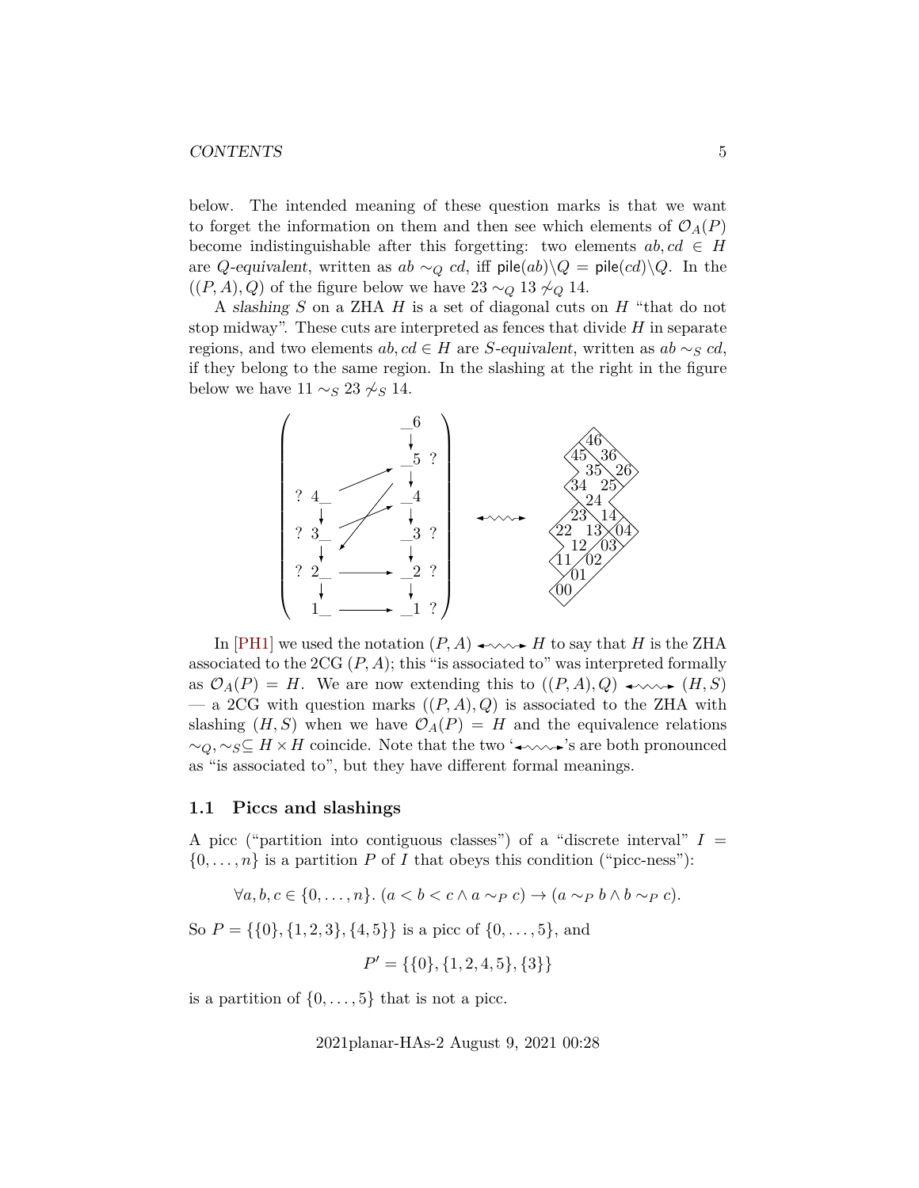below. The intended meaning of these question marks is that we want to forget the information on them and then see which elements of $\mathcal{O}_A(P)$ become indistinguishable after this forgetting: two elements $ab, cd \in H$ are *Q-equivalent*, written as $ab \sim_Q cd$, iff $\mathsf{pile}(ab)\backslash Q = \mathsf{pile}(cd)\backslash Q$. In the $((P, A), Q)$ of the figure below we have $23 \sim_Q 13 \not\sim_Q 14$.

A *slashing* $S$ on a ZHA $H$ is a set of diagonal cuts on $H$ "that do not stop midway". These cuts are interpreted as fences that divide $H$ in separate regions, and two elements $ab, cd \in H$ are *S-equivalent*, written as $ab \sim_S cd$, if they belong to the same region. In the slashing at the right in the figure below we have $11 \sim_S 23 \not\sim_S 14$.

In [PH1] we used the notation $(P, A) \leftrightsquigarrow H$ to say that $H$ is the ZHA associated to the 2CG $(P, A)$; this "is associated to" was interpreted formally as $\mathcal{O}_A(P) = H$. We are now extending this to $((P, A), Q) \leftrightsquigarrow (H, S)$ — a 2CG with question marks $((P, A), Q)$ is associated to the ZHA with slashing $(H, S)$ when we have $\mathcal{O}_A(P) = H$ and the equivalence relations $\sim_Q, \sim_S \subseteq H \times H$ coincide. Note that the two '$\leftrightsquigarrow$'s are both pronounced as "is associated to", but they have different formal meanings.

## 1.1 Piccs and slashings

A picc ("partition into contiguous classes") of a "discrete interval" $I = \{0, \ldots, n\}$ is a partition $P$ of $I$ that obeys this condition ("picc-ness"):

$$\forall a, b, c \in \{0, \ldots, n\}. \, (a < b < c \wedge a \sim_P c) \rightarrow (a \sim_P b \wedge b \sim_P c).$$

So $P = \{\{0\}, \{1, 2, 3\}, \{4, 5\}\}$ is a picc of $\{0, \ldots, 5\}$, and

$$P' = \{\{0\}, \{1, 2, 4, 5\}, \{3\}\}$$

is a partition of $\{0, \ldots, 5\}$ that is not a picc.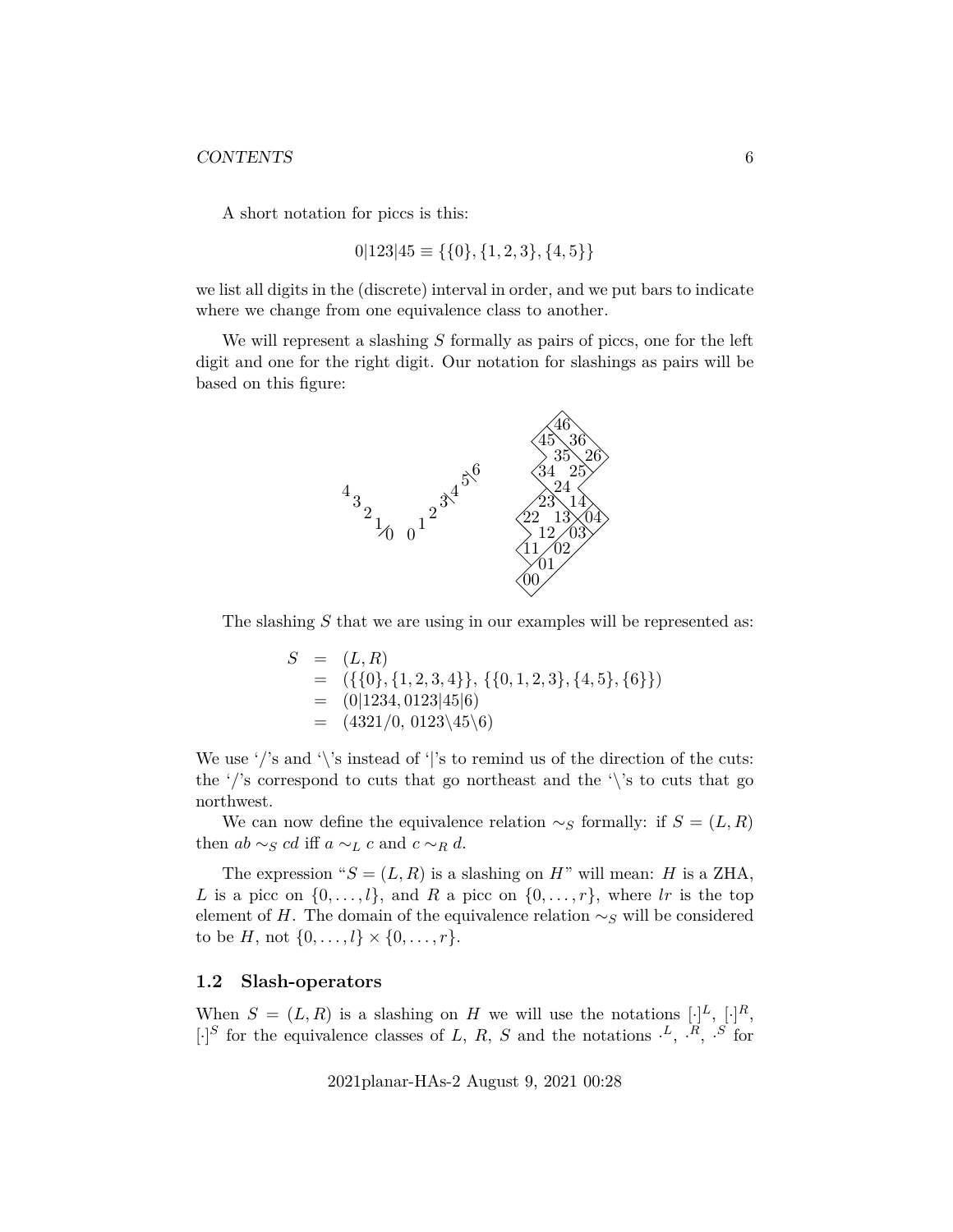A short notation for piccs is this:

$$0|123|45 \equiv \{\{0\}, \{1,2,3\}, \{4,5\}\}$$

we list all digits in the (discrete) interval in order, and we put bars to indicate where we change from one equivalence class to another.

We will represent a slashing $S$ formally as pairs of piccs, one for the left digit and one for the right digit. Our notation for slashings as pairs will be based on this figure:

```
                                     46
  4                               45  36
    3                               35  26
      2                           34  25
        1                           24
         /0   0                   23  14
                1               22  13  04
                  2               12  03
                    3\          11  02
                      4            01
                        5\6       00
```

The slashing $S$ that we are using in our examples will be represented as:

$$
\begin{array}{rcl}
S & = & (L, R) \\
  & = & (\{\{0\}, \{1,2,3,4\}\},\ \{\{0,1,2,3\}, \{4,5\}, \{6\}\}) \\
  & = & (0|1234, 0123|45|6) \\
  & = & (4321/0,\ 0123\backslash 45\backslash 6)
\end{array}
$$

We use '/'s and '\'s instead of '|'s to remind us of the direction of the cuts: the '/'s correspond to cuts that go northeast and the '\'s to cuts that go northwest.

We can now define the equivalence relation $\sim_S$ formally: if $S = (L, R)$ then $ab \sim_S cd$ iff $a \sim_L c$ and $c \sim_R d$.

The expression "$S = (L, R)$ is a slashing on $H$" will mean: $H$ is a ZHA, $L$ is a picc on $\{0, \ldots, l\}$, and $R$ a picc on $\{0, \ldots, r\}$, where $lr$ is the top element of $H$. The domain of the equivalence relation $\sim_S$ will be considered to be $H$, not $\{0, \ldots, l\} \times \{0, \ldots, r\}$.

### 1.2 Slash-operators

When $S = (L, R)$ is a slashing on $H$ we will use the notations $[\cdot]^L$, $[\cdot]^R$, $[\cdot]^S$ for the equivalence classes of $L$, $R$, $S$ and the notations $\cdot^L$, $\cdot^R$, $\cdot^S$ for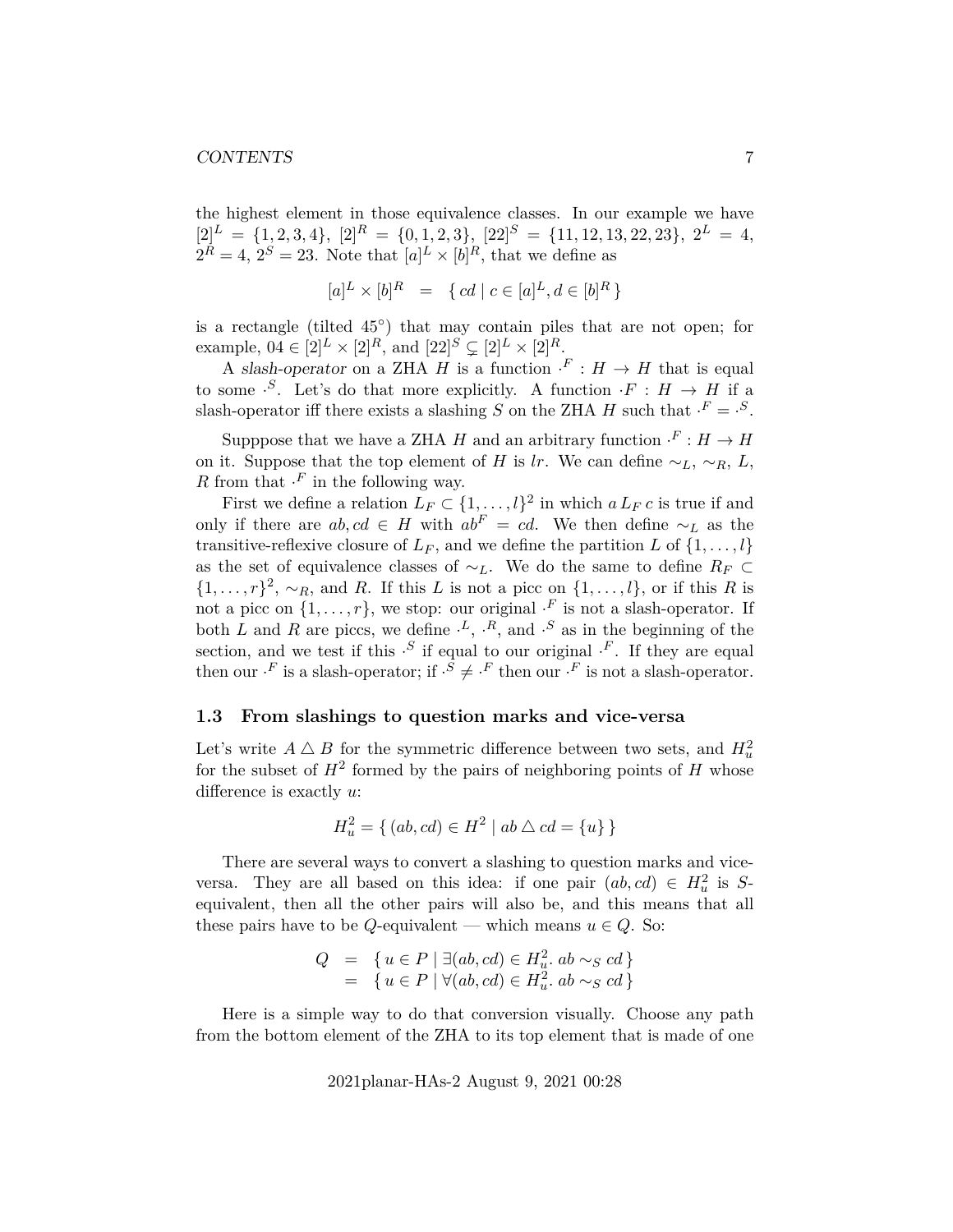the highest element in those equivalence classes. In our example we have $[2]^L = \{1,2,3,4\}$, $[2]^R = \{0,1,2,3\}$, $[22]^S = \{11,12,13,22,23\}$, $2^L = 4$, $2^R = 4$, $2^S = 23$. Note that $[a]^L \times [b]^R$, that we define as

$$[a]^L \times [b]^R \quad = \quad \{\, cd \mid c \in [a]^L, d \in [b]^R \,\}$$

is a rectangle (tilted 45°) that may contain piles that are not open; for example, $04 \in [2]^L \times [2]^R$, and $[22]^S \subsetneq [2]^L \times [2]^R$.

A *slash-operator* on a ZHA $H$ is a function $\cdot^F : H \to H$ that is equal to some $\cdot^S$. Let's do that more explicitly. A function $\cdot F : H \to H$ if a slash-operator iff there exists a slashing $S$ on the ZHA $H$ such that $\cdot^F = \cdot^S$.

Supppose that we have a ZHA $H$ and an arbitrary function $\cdot^F : H \to H$ on it. Suppose that the top element of $H$ is $lr$. We can define $\sim_L$, $\sim_R$, $L$, $R$ from that $\cdot^F$ in the following way.

First we define a relation $L_F \subset \{1,\ldots,l\}^2$ in which $a\, L_F\, c$ is true if and only if there are $ab, cd \in H$ with $ab^F = cd$. We then define $\sim_L$ as the transitive-reflexive closure of $L_F$, and we define the partition $L$ of $\{1,\ldots,l\}$ as the set of equivalence classes of $\sim_L$. We do the same to define $R_F \subset \{1,\ldots,r\}^2$, $\sim_R$, and $R$. If this $L$ is not a picc on $\{1,\ldots,l\}$, or if this $R$ is not a picc on $\{1,\ldots,r\}$, we stop: our original $\cdot^F$ is not a slash-operator. If both $L$ and $R$ are piccs, we define $\cdot^L$, $\cdot^R$, and $\cdot^S$ as in the beginning of the section, and we test if this $\cdot^S$ if equal to our original $\cdot^F$. If they are equal then our $\cdot^F$ is a slash-operator; if $\cdot^S \neq \cdot^F$ then our $\cdot^F$ is not a slash-operator.

### 1.3 From slashings to question marks and vice-versa

Let's write $A \triangle B$ for the symmetric difference between two sets, and $H^2_u$ for the subset of $H^2$ formed by the pairs of neighboring points of $H$ whose difference is exactly $u$:

$$H^2_u = \{\, (ab, cd) \in H^2 \mid ab \triangle cd = \{u\} \,\}$$

There are several ways to convert a slashing to question marks and vice-versa. They are all based on this idea: if one pair $(ab, cd) \in H^2_u$ is $S$-equivalent, then all the other pairs will also be, and this means that all these pairs have to be $Q$-equivalent — which means $u \in Q$. So:

$$\begin{array}{rcl} Q &=& \{\, u \in P \mid \exists (ab,cd) \in H^2_u .\ ab \sim_S cd \,\} \\ &=& \{\, u \in P \mid \forall (ab,cd) \in H^2_u .\ ab \sim_S cd \,\} \end{array}$$

Here is a simple way to do that conversion visually. Choose any path from the bottom element of the ZHA to its top element that is made of one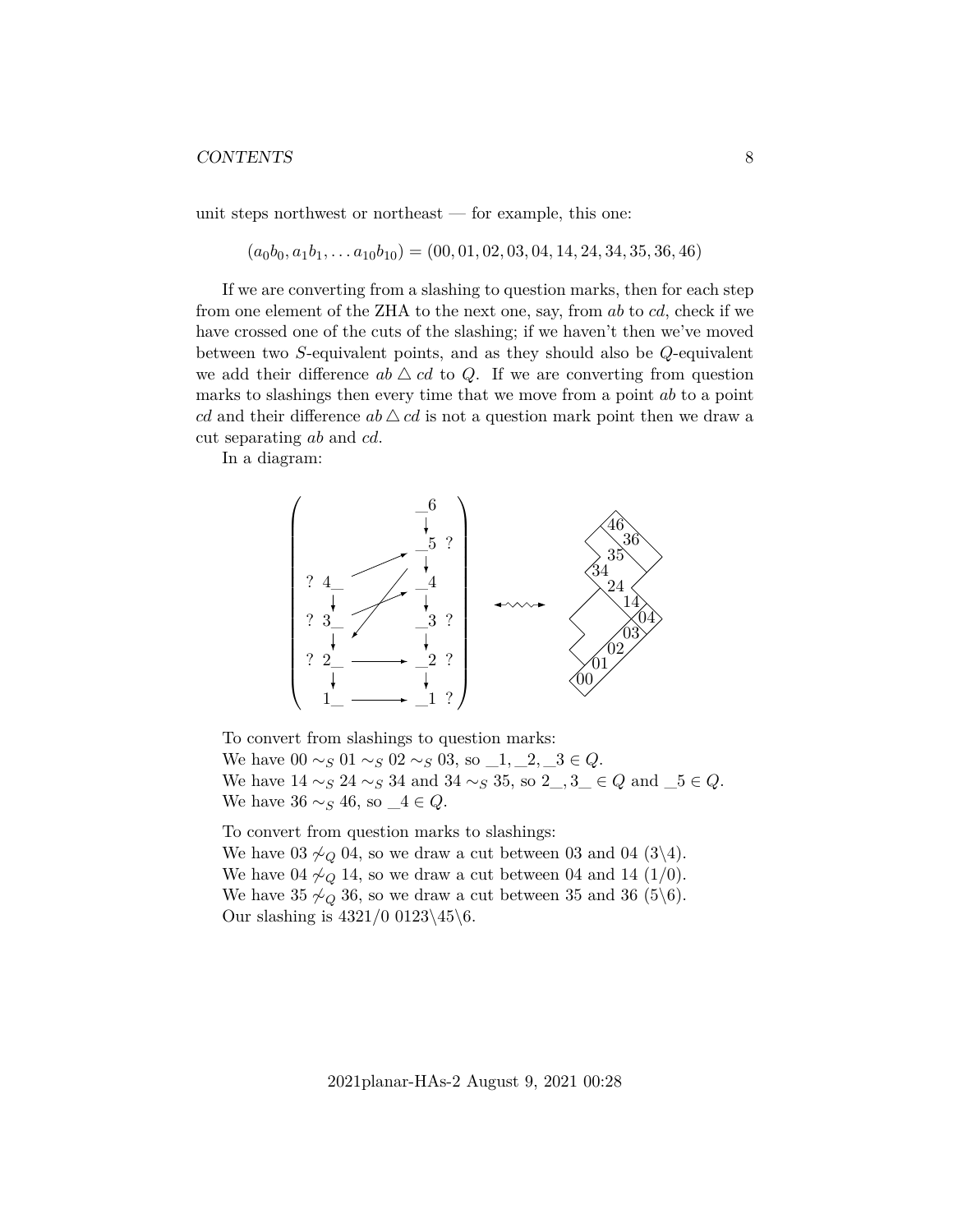unit steps northwest or northeast — for example, this one:

$$(a_0b_0, a_1b_1, \ldots a_{10}b_{10}) = (00, 01, 02, 03, 04, 14, 24, 34, 35, 36, 46)$$

If we are converting from a slashing to question marks, then for each step from one element of the ZHA to the next one, say, from $ab$ to $cd$, check if we have crossed one of the cuts of the slashing; if we haven't then we've moved between two $S$-equivalent points, and as they should also be $Q$-equivalent we add their difference $ab \bigtriangleup cd$ to $Q$. If we are converting from question marks to slashings then every time that we move from a point $ab$ to a point $cd$ and their difference $ab \bigtriangleup cd$ is not a question mark point then we draw a cut separating $ab$ and $cd$.

In a diagram:

To convert from slashings to question marks:
We have $00 \sim_S 01 \sim_S 02 \sim_S 03$, so _1, _2, _3 $\in Q$.
We have $14 \sim_S 24 \sim_S 34$ and $34 \sim_S 35$, so 2_, 3_ $\in Q$ and _5 $\in Q$.
We have $36 \sim_S 46$, so _4 $\in Q$.

To convert from question marks to slashings:
We have $03 \not\sim_Q 04$, so we draw a cut between 03 and 04 (3\4).
We have $04 \not\sim_Q 14$, so we draw a cut between 04 and 14 (1/0).
We have $35 \not\sim_Q 36$, so we draw a cut between 35 and 36 (5\6).
Our slashing is 4321/0 0123\45\6.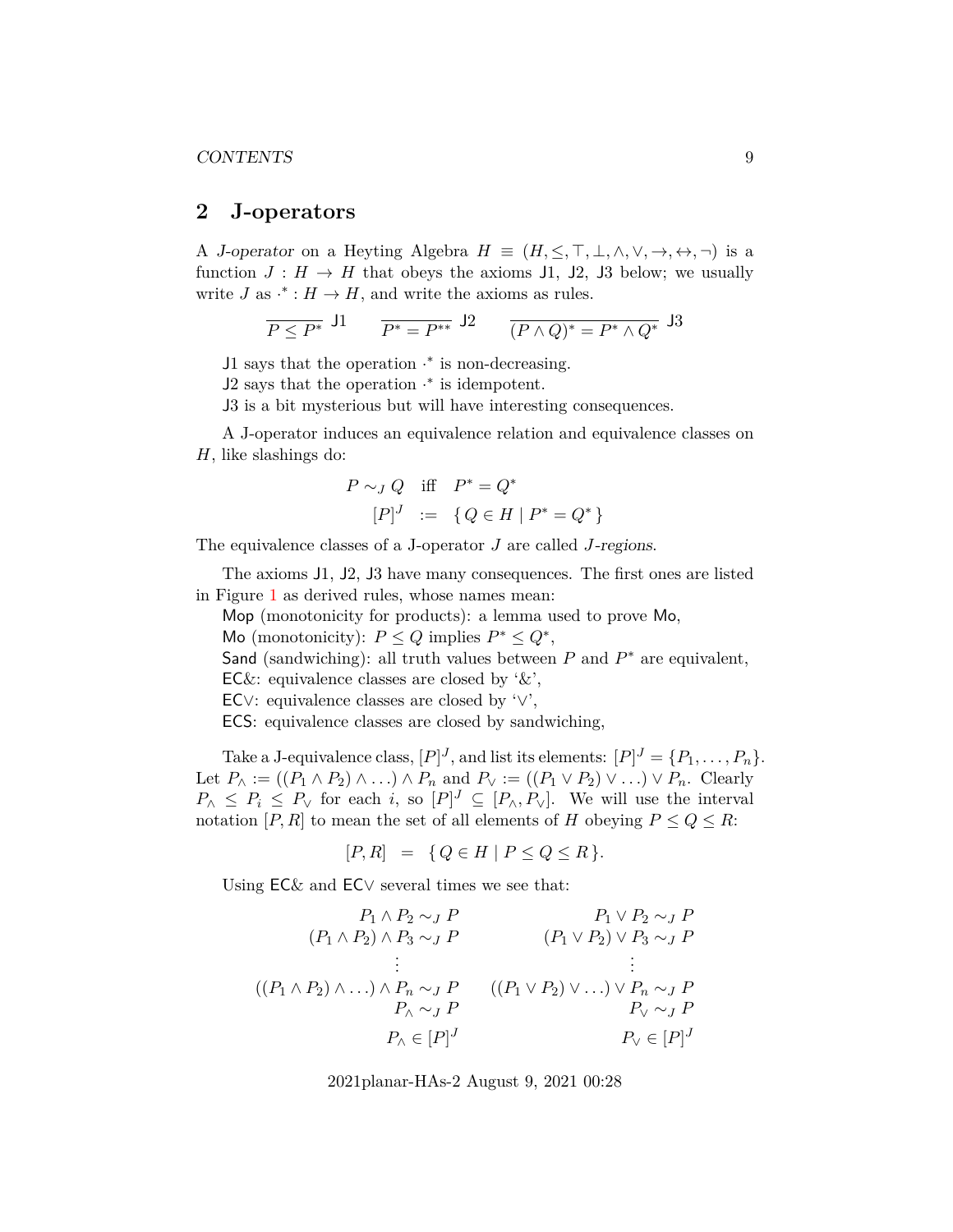## 2 J-operators

A *J-operator* on a Heyting Algebra $H \equiv (H, \leq, \top, \bot, \wedge, \vee, \to, \leftrightarrow, \neg)$ is a function $J : H \to H$ that obeys the axioms J1, J2, J3 below; we usually write $J$ as $\cdot^* : H \to H$, and write the axioms as rules.

$$\frac{}{P \leq P^*}\ \mathsf{J1} \qquad \frac{}{P^* = P^{**}}\ \mathsf{J2} \qquad \frac{}{(P \wedge Q)^* = P^* \wedge Q^*}\ \mathsf{J3}$$

J1 says that the operation $\cdot^*$ is non-decreasing.
J2 says that the operation $\cdot^*$ is idempotent.
J3 is a bit mysterious but will have interesting consequences.

A J-operator induces an equivalence relation and equivalence classes on $H$, like slashings do:

$$\begin{array}{rcl} P \sim_J Q & \text{iff} & P^* = Q^* \\ [P]^J & := & \{\, Q \in H \mid P^* = Q^* \,\} \end{array}$$

The equivalence classes of a J-operator $J$ are called *J-regions*.

The axioms J1, J2, J3 have many consequences. The first ones are listed in Figure 1 as derived rules, whose names mean:
Mop (monotonicity for products): a lemma used to prove Mo,
Mo (monotonicity): $P \leq Q$ implies $P^* \leq Q^*$,
Sand (sandwiching): all truth values between $P$ and $P^*$ are equivalent,
EC&: equivalence classes are closed by '&',
EC∨: equivalence classes are closed by '∨',
ECS: equivalence classes are closed by sandwiching,

Take a J-equivalence class, $[P]^J$, and list its elements: $[P]^J = \{P_1, \ldots, P_n\}$. Let $P_\wedge := ((P_1 \wedge P_2) \wedge \ldots) \wedge P_n$ and $P_\vee := ((P_1 \vee P_2) \vee \ldots) \vee P_n$. Clearly $P_\wedge \leq P_i \leq P_\vee$ for each $i$, so $[P]^J \subseteq [P_\wedge, P_\vee]$. We will use the interval notation $[P, R]$ to mean the set of all elements of $H$ obeying $P \leq Q \leq R$:

$$[P, R] \;\; = \;\; \{\, Q \in H \mid P \leq Q \leq R \,\}.$$

Using EC& and EC∨ several times we see that:

$$\begin{array}{rr} P_1 \wedge P_2 \sim_J P & P_1 \vee P_2 \sim_J P \\ (P_1 \wedge P_2) \wedge P_3 \sim_J P & (P_1 \vee P_2) \vee P_3 \sim_J P \\ \vdots & \vdots \\ ((P_1 \wedge P_2) \wedge \ldots) \wedge P_n \sim_J P & ((P_1 \vee P_2) \vee \ldots) \vee P_n \sim_J P \\ P_\wedge \sim_J P & P_\vee \sim_J P \\ P_\wedge \in [P]^J & P_\vee \in [P]^J \end{array}$$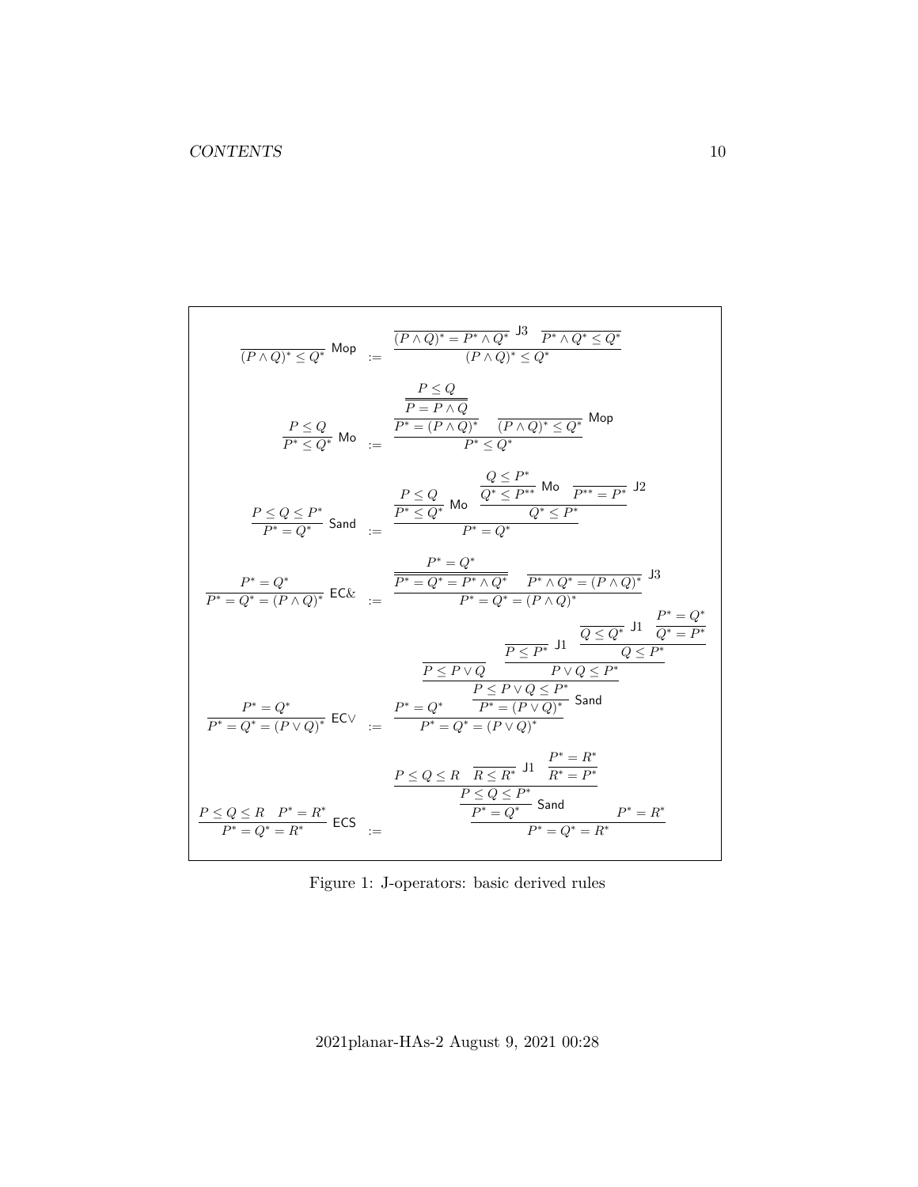$$\dfrac{}{(P \wedge Q)^* \leq Q^*}\ \mathsf{Mop} \quad := \quad \dfrac{\dfrac{}{(P \wedge Q)^* = P^* \wedge Q^*}\ \mathsf{J3} \quad \dfrac{}{P^* \wedge Q^* \leq Q^*}}{(P \wedge Q)^* \leq Q^*}$$

$$\dfrac{P \leq Q}{P^* \leq Q^*}\ \mathsf{Mo} \quad := \quad \dfrac{\dfrac{\dfrac{P \leq Q}{P = P \wedge Q}}{P^* = (P \wedge Q)^*} \quad \dfrac{}{(P \wedge Q)^* \leq Q^*}\ \mathsf{Mop}}{P^* \leq Q^*}$$

$$\dfrac{P \leq Q \leq P^*}{P^* = Q^*}\ \mathsf{Sand} \quad := \quad \dfrac{\dfrac{P \leq Q}{P^* \leq Q^*}\ \mathsf{Mo} \quad \dfrac{\dfrac{Q \leq P^*}{Q^* \leq P^{**}}\ \mathsf{Mo} \quad \dfrac{}{P^{**} = P^*}\ \mathsf{J2}}{Q^* \leq P^*}}{P^* = Q^*}$$

$$\dfrac{P^* = Q^*}{P^* = Q^* = (P \wedge Q)^*}\ \mathsf{EC\&} \quad := \quad \dfrac{\dfrac{P^* = Q^*}{P^* = Q^* = P^* \wedge Q^*} \quad \dfrac{}{P^* \wedge Q^* = (P \wedge Q)^*}\ \mathsf{J3}}{P^* = Q^* = (P \wedge Q)^*}$$

$$\dfrac{P^* = Q^*}{P^* = Q^* = (P \vee Q)^*}\ \mathsf{EC\vee} \quad := \quad \dfrac{P^* = Q^* \quad \dfrac{\dfrac{\dfrac{}{P \leq P \vee Q} \quad \dfrac{\dfrac{}{P \leq P^*}\ \mathsf{J1} \quad \dfrac{\dfrac{}{Q \leq Q^*}\ \mathsf{J1} \quad \dfrac{P^* = Q^*}{Q^* = P^*}}{Q \leq P^*}}{P \vee Q \leq P^*}}{P \leq P \vee Q \leq P^*}}{P^* = (P \vee Q)^*}\ \mathsf{Sand}}{P^* = Q^* = (P \vee Q)^*}$$

$$\dfrac{P \leq Q \leq R \quad P^* = R^*}{P^* = Q^* = R^*}\ \mathsf{ECS} \quad := \quad \dfrac{\dfrac{\dfrac{P \leq Q \leq R \quad \dfrac{}{R \leq R^*}\ \mathsf{J1} \quad \dfrac{P^* = R^*}{R^* = P^*}}{P \leq Q \leq P^*}}{P^* = Q^*}\ \mathsf{Sand} \quad P^* = R^*}{P^* = Q^* = R^*}$$

Figure 1: J-operators: basic derived rules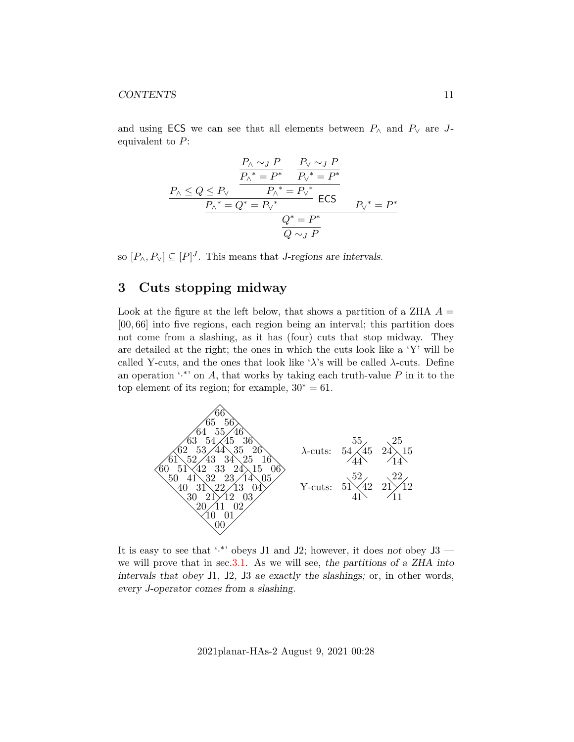and using ECS we can see that all elements between $P_\land$ and $P_\lor$ are $J$-equivalent to $P$:

$$
\dfrac{P_\land \leq Q \leq P_\lor \qquad \dfrac{\dfrac{\dfrac{P_\land \sim_J P}{{P_\land}^* = P^*} \qquad \dfrac{P_\lor \sim_J P}{{P_\lor}^* = P^*}}{{P_\land}^* = {P_\lor}^*}}{}}{\dfrac{\dfrac{{P_\land}^* = Q^* = {P_\lor}^*}{} \mathsf{ECS} \qquad {P_\lor}^* = P^*}{\dfrac{Q^* = P^*}{Q \sim_J P}}}
$$

so $[P_\land, P_\lor] \subseteq [P]^J$. This means that *J-regions are intervals.*

## 3 Cuts stopping midway

Look at the figure at the left below, that shows a partition of a ZHA $A = [00, 66]$ into five regions, each region being an interval; this partition does not come from a slashing, as it has (four) cuts that stop midway. They are detailed at the right; the ones in which the cuts look like a 'Y' will be called Y-cuts, and the ones that look like '$\lambda$'s will be called $\lambda$-cuts. Define an operation '$\cdot^*$' on $A$, that works by taking each truth-value $P$ in it to the top element of its region; for example, $30^* = 61$.

It is easy to see that '$\cdot^*$' obeys J1 and J2; however, it does *not* obey J3 — we will prove that in sec.3.1. As we will see, *the partitions of a ZHA into intervals that obey* J1*,* J2*,* J3 *ae exactly the slashings;* or, in other words, *every J-operator comes from a slashing.*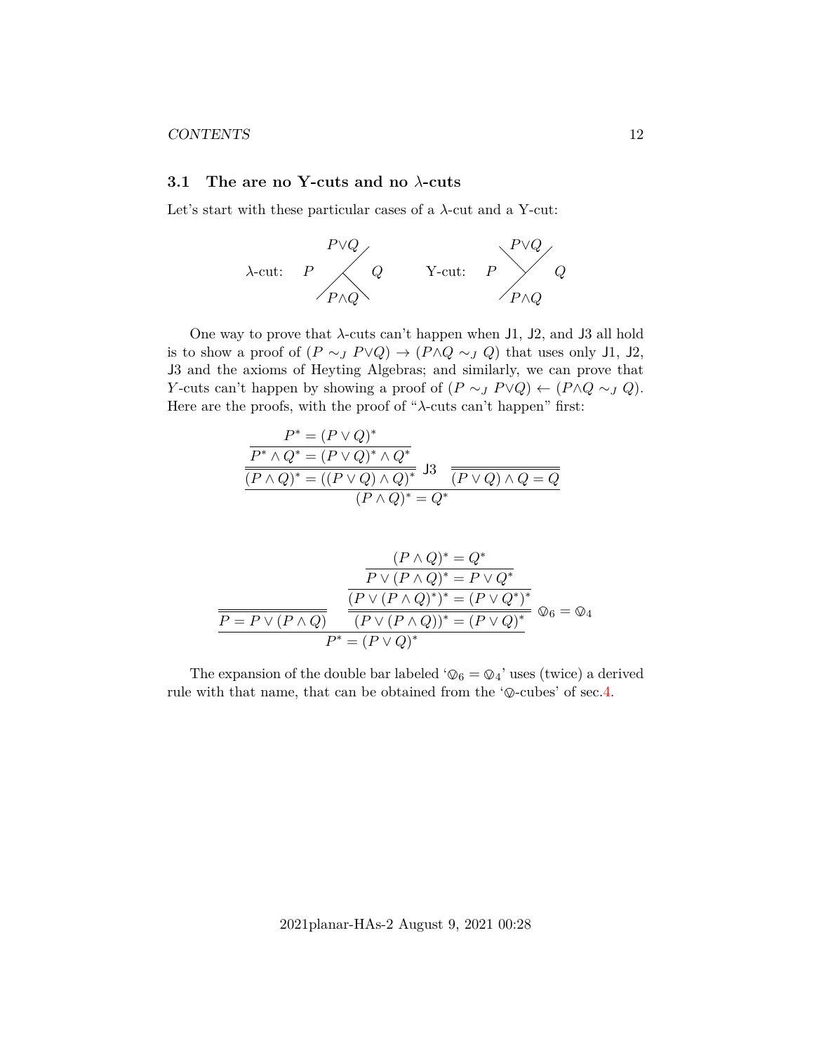### 3.1 The are no Y-cuts and no λ-cuts

Let's start with these particular cases of a λ-cut and a Y-cut:

$$
\lambda\text{-cut:}\quad \begin{array}{ccc} & P{\vee}Q & \\ P & \diagup\!\!\!\!\diagdown & Q \\ & P{\wedge}Q & \end{array}
\qquad\qquad
\text{Y-cut:}\quad \begin{array}{ccc} & P{\vee}Q & \\ P & \diagdown\!\!\!\!\diagup & Q \\ & P{\wedge}Q & \end{array}
$$

One way to prove that λ-cuts can't happen when J1, J2, and J3 all hold is to show a proof of $(P \sim_J P{\vee}Q) \to (P{\wedge}Q \sim_J Q)$ that uses only J1, J2, J3 and the axioms of Heyting Algebras; and similarly, we can prove that $Y$-cuts can't happen by showing a proof of $(P \sim_J P{\vee}Q) \leftarrow (P{\wedge}Q \sim_J Q)$. Here are the proofs, with the proof of "λ-cuts can't happen" first:

$$
\dfrac{\dfrac{\dfrac{P^* = (P \vee Q)^*}{P^* \wedge Q^* = (P \vee Q)^* \wedge Q^*}}{(P \wedge Q)^* = ((P \vee Q) \wedge Q)^*}\,\mathsf{J3} \qquad \overline{\overline{(P \vee Q) \wedge Q = Q}}}{(P \wedge Q)^* = Q^*}
$$

$$
\dfrac{\overline{\overline{P = P \vee (P \wedge Q)}} \qquad \dfrac{\dfrac{\dfrac{(P \wedge Q)^* = Q^*}{P \vee (P \wedge Q)^* = P \vee Q^*}}{(P \vee (P \wedge Q)^*)^* = (P \vee Q^*)^*}}{(P \vee (P \wedge Q))^* = (P \vee Q)^*}\,\oslash_6 = \oslash_4}{P^* = (P \vee Q)^*}
$$

The expansion of the double bar labeled '$\oslash_6 = \oslash_4$' uses (twice) a derived rule with that name, that can be obtained from the '$\oslash$-cubes' of sec.4.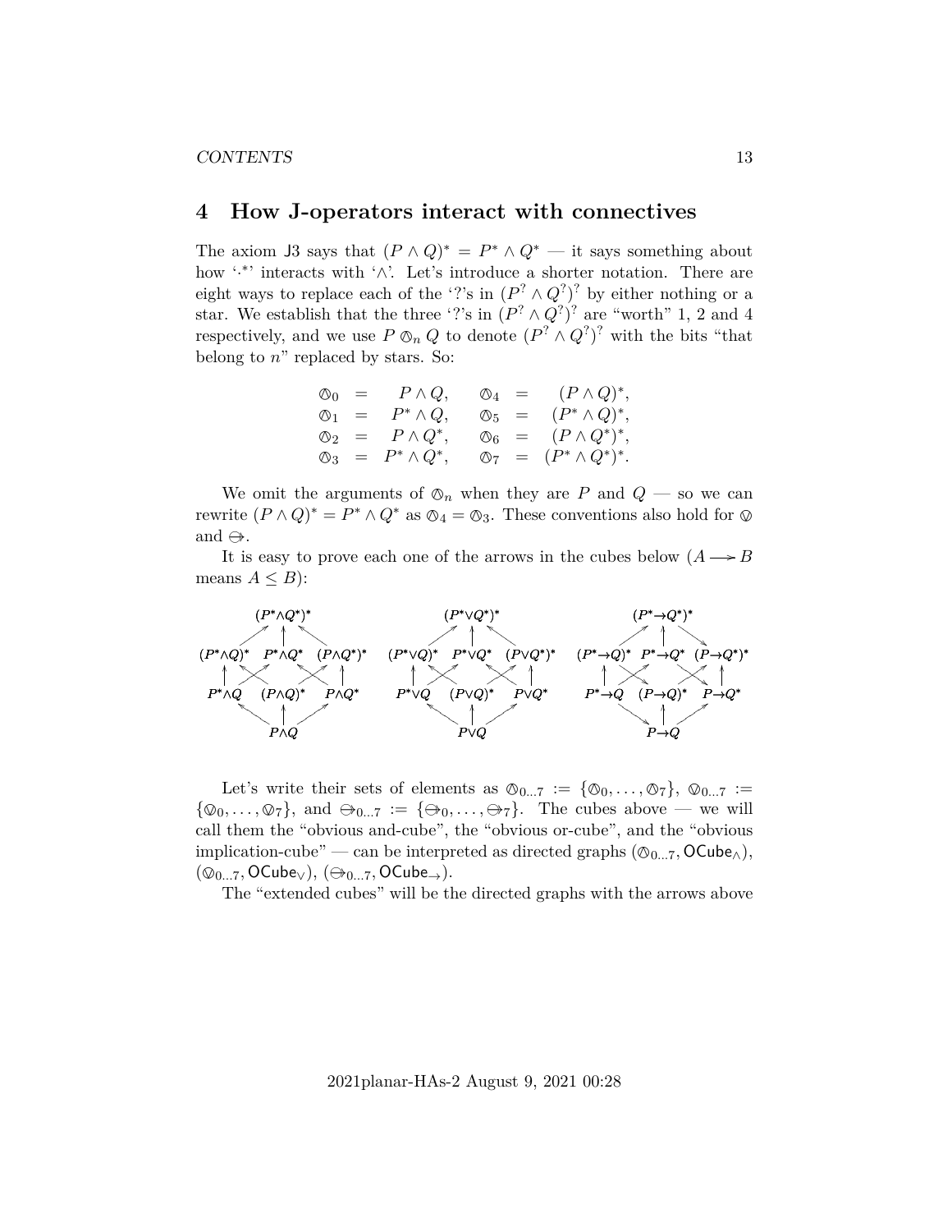## 4 How J-operators interact with connectives

The axiom J3 says that $(P \wedge Q)^* = P^* \wedge Q^*$ — it says something about how '$\cdot^*$' interacts with '$\wedge$'. Let's introduce a shorter notation. There are eight ways to replace each of the '?'s in $(P^? \wedge Q^?)^?$ by either nothing or a star. We establish that the three '?'s in $(P^? \wedge Q^?)^?$ are "worth" 1, 2 and 4 respectively, and we use $P \oslash_n Q$ to denote $(P^? \wedge Q^?)^?$ with the bits "that belong to $n$" replaced by stars. So:

$$
\begin{array}{rclcrcl}
\oslash_0 & = & P \wedge Q, & & \oslash_4 & = & (P \wedge Q)^*, \\
\oslash_1 & = & P^* \wedge Q, & & \oslash_5 & = & (P^* \wedge Q)^*, \\
\oslash_2 & = & P \wedge Q^*, & & \oslash_6 & = & (P \wedge Q^*)^*, \\
\oslash_3 & = & P^* \wedge Q^*, & & \oslash_7 & = & (P^* \wedge Q^*)^*.
\end{array}
$$

We omit the arguments of $\oslash_n$ when they are $P$ and $Q$ — so we can rewrite $(P \wedge Q)^* = P^* \wedge Q^*$ as $\oslash_4 = \oslash_3$. These conventions also hold for $\otimes$ and $\ominus$.

It is easy to prove each one of the arrows in the cubes below ($A \longrightarrow B$ means $A \leq B$):

$$
\begin{array}{ccc}
(P^*\wedge Q^*)^* & (P^*\vee Q^*)^* & (P^*\to Q^*)^* \\
(P^*\wedge Q)^* \quad P^*\wedge Q^* \quad (P\wedge Q^*)^* & (P^*\vee Q)^* \quad P^*\vee Q^* \quad (P\vee Q^*)^* & (P^*\to Q)^* \quad P^*\to Q^* \quad (P\to Q^*)^* \\
P^*\wedge Q \quad (P\wedge Q)^* \quad P\wedge Q^* & P^*\vee Q \quad (P\vee Q)^* \quad P\vee Q^* & P^*\to Q \quad (P\to Q)^* \quad P\to Q^* \\
P\wedge Q & P\vee Q & P\to Q
\end{array}
$$

Let's write their sets of elements as $\oslash_{0...7} := \{\oslash_0, \dots, \oslash_7\}$, $\otimes_{0...7} := \{\otimes_0, \dots, \otimes_7\}$, and $\ominus_{0...7} := \{\ominus_0, \dots, \ominus_7\}$. The cubes above — we will call them the "obvious and-cube", the "obvious or-cube", and the "obvious implication-cube" — can be interpreted as directed graphs $(\oslash_{0...7}, \mathsf{OCube}_\wedge)$, $(\otimes_{0...7}, \mathsf{OCube}_\vee)$, $(\ominus_{0...7}, \mathsf{OCube}_\to)$.

The "extended cubes" will be the directed graphs with the arrows above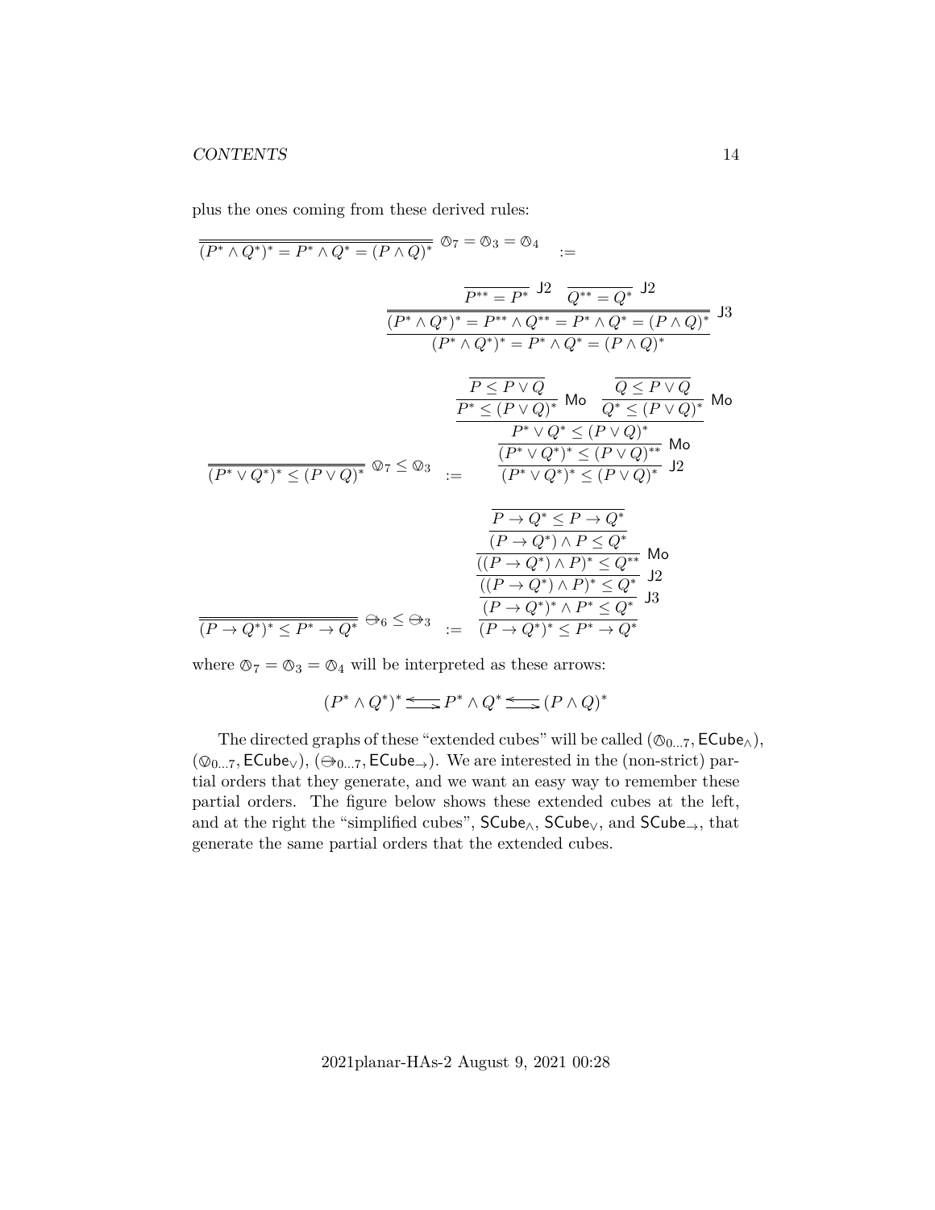plus the ones coming from these derived rules:

$$\dfrac{}{\overline{(P^* \wedge Q^*)^* = P^* \wedge Q^* = (P \wedge Q)^*}}\ \owedge_7 = \owedge_3 = \owedge_4 \quad := \quad \dfrac{\dfrac{\dfrac{}{P^{**} = P^*}\ \mathsf{J2} \quad \dfrac{}{Q^{**} = Q^*}\ \mathsf{J2}}{\overline{(P^* \wedge Q^*)^* = P^{**} \wedge Q^{**} = P^* \wedge Q^* = (P \wedge Q)^*}}\ \mathsf{J3}}{(P^* \wedge Q^*)^* = P^* \wedge Q^* = (P \wedge Q)^*}$$

$$\dfrac{}{\overline{(P^* \vee Q^*)^* \leq (P \vee Q)^*}}\ \ovee_7 \leq \ovee_3 \quad := \quad \dfrac{\dfrac{\dfrac{\dfrac{\dfrac{}{P \leq P \vee Q}}{P^* \leq (P \vee Q)^*}\ \mathsf{Mo} \quad \dfrac{\dfrac{}{Q \leq P \vee Q}}{Q^* \leq (P \vee Q)^*}\ \mathsf{Mo}}{P^* \vee Q^* \leq (P \vee Q)^*}}{(P^* \vee Q^*)^* \leq (P \vee Q)^{**}}\ \mathsf{Mo}}{(P^* \vee Q^*)^* \leq (P \vee Q)^*}\ \mathsf{J2}$$

$$\dfrac{}{\overline{(P \to Q^*)^* \leq P^* \to Q^*}}\ \ominus_6 \leq \ominus_3 \quad := \quad \dfrac{\dfrac{\dfrac{\dfrac{\dfrac{}{P \to Q^* \leq P \to Q^*}}{(P \to Q^*) \wedge P \leq Q^*}}{((P \to Q^*) \wedge P)^* \leq Q^{**}}\ \mathsf{Mo}}{((P \to Q^*) \wedge P)^* \leq Q^*}\ \mathsf{J2}}{\dfrac{(P \to Q^*)^* \wedge P^* \leq Q^*}{(P \to Q^*)^* \leq P^* \to Q^*}}\ \mathsf{J3}$$

where $\owedge_7 = \owedge_3 = \owedge_4$ will be interpreted as these arrows:

$$(P^* \wedge Q^*)^* \rightleftarrows P^* \wedge Q^* \rightleftarrows (P \wedge Q)^*$$

The directed graphs of these "extended cubes" will be called $(\owedge_{0...7}, \mathsf{ECube}_\wedge)$, $(\ovee_{0...7}, \mathsf{ECube}_\vee)$, $(\ominus_{0...7}, \mathsf{ECube}_\to)$. We are interested in the (non-strict) partial orders that they generate, and we want an easy way to remember these partial orders. The figure below shows these extended cubes at the left, and at the right the "simplified cubes", $\mathsf{SCube}_\wedge$, $\mathsf{SCube}_\vee$, and $\mathsf{SCube}_\to$, that generate the same partial orders that the extended cubes.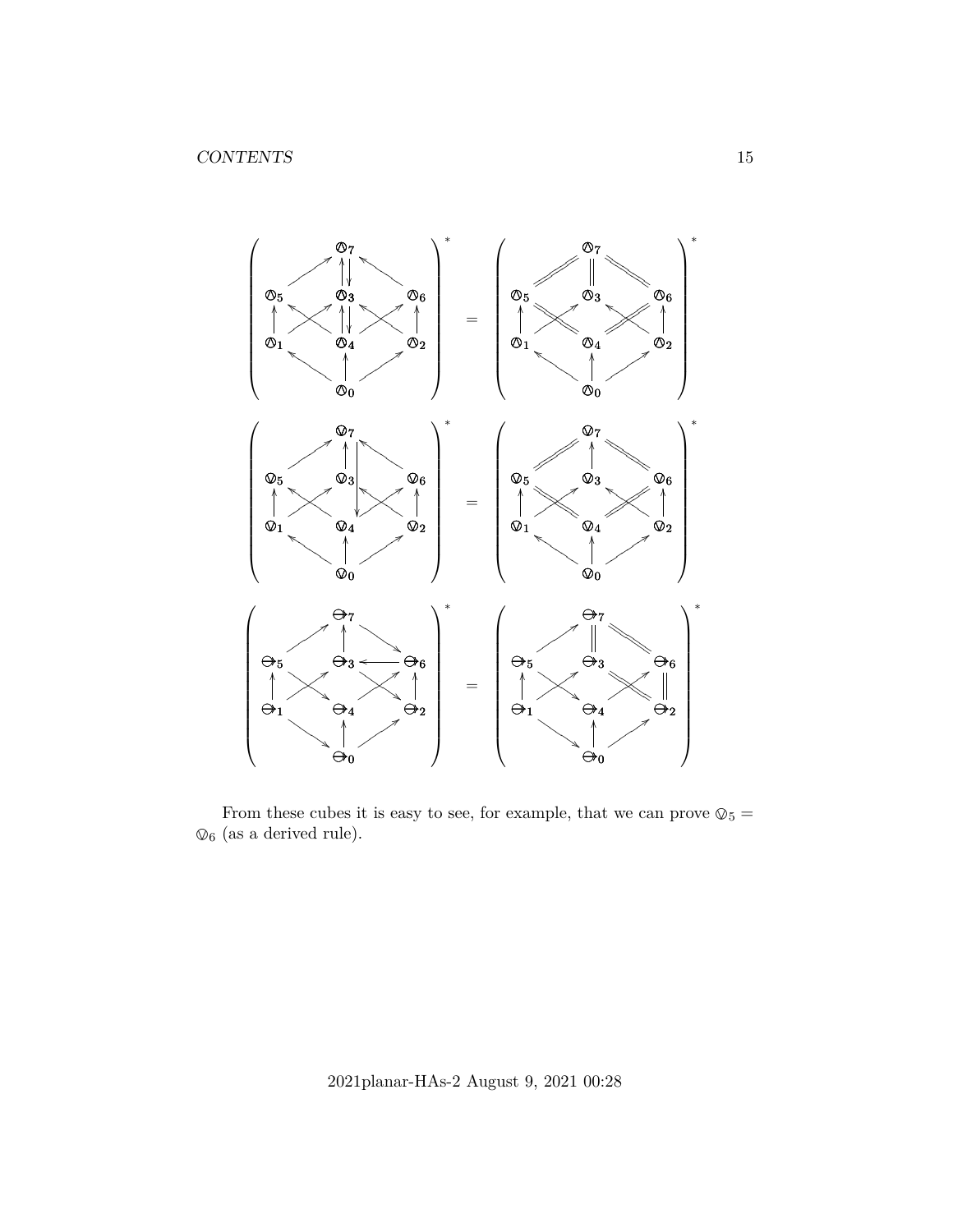From these cubes it is easy to see, for example, that we can prove $\oslash_5 = \oslash_6$ (as a derived rule).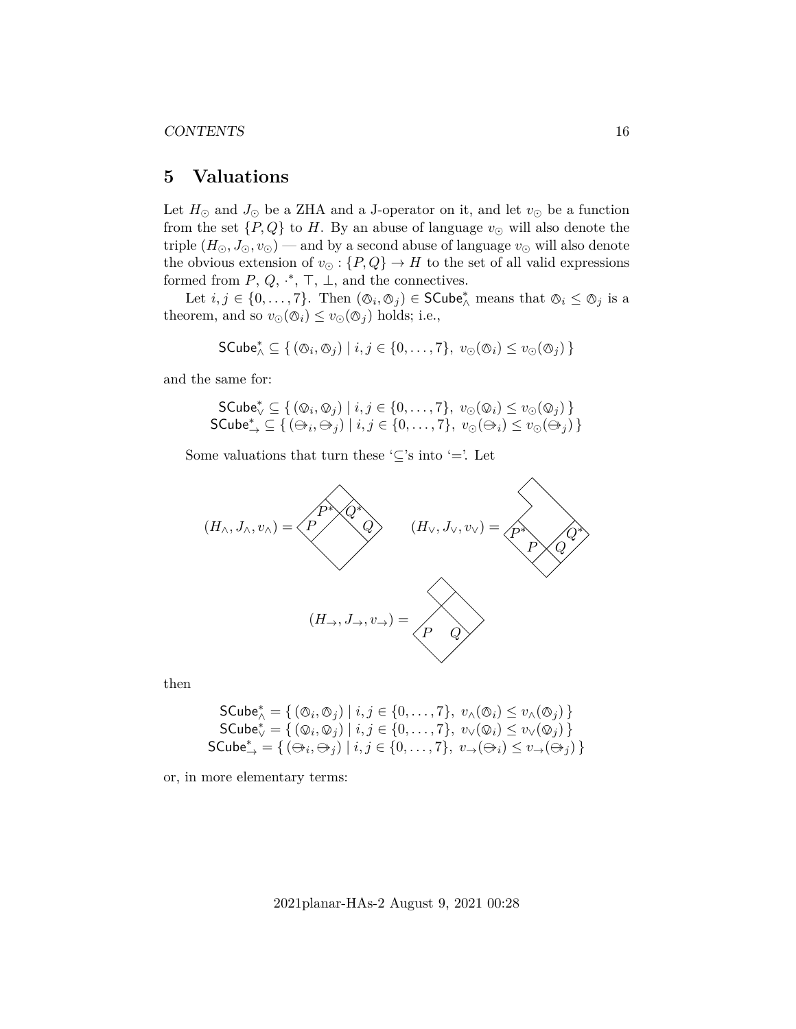# 5 Valuations

Let $H_\odot$ and $J_\odot$ be a ZHA and a J-operator on it, and let $v_\odot$ be a function from the set $\{P, Q\}$ to $H$. By an abuse of language $v_\odot$ will also denote the triple $(H_\odot, J_\odot, v_\odot)$ — and by a second abuse of language $v_\odot$ will also denote the obvious extension of $v_\odot : \{P, Q\} \to H$ to the set of all valid expressions formed from $P$, $Q$, $\cdot^*$, $\top$, $\bot$, and the connectives.

Let $i, j \in \{0, \ldots, 7\}$. Then $(\owedge_i, \owedge_j) \in \mathsf{SCube}^*_\wedge$ means that $\owedge_i \leq \owedge_j$ is a theorem, and so $v_\odot(\owedge_i) \leq v_\odot(\owedge_j)$ holds; i.e.,

$$\mathsf{SCube}^*_\wedge \subseteq \{\, (\owedge_i, \owedge_j) \mid i, j \in \{0, \ldots, 7\},\ v_\odot(\owedge_i) \leq v_\odot(\owedge_j) \,\}$$

and the same for:

$$\begin{aligned}
\mathsf{SCube}^*_\vee &\subseteq \{\, (\ovee_i, \ovee_j) \mid i, j \in \{0, \ldots, 7\},\ v_\odot(\ovee_i) \leq v_\odot(\ovee_j) \,\} \\
\mathsf{SCube}^*_\to &\subseteq \{\, (\ominus_i, \ominus_j) \mid i, j \in \{0, \ldots, 7\},\ v_\odot(\ominus_i) \leq v_\odot(\ominus_j) \,\}
\end{aligned}$$

Some valuations that turn these '$\subseteq$'s into '$=$'. Let

$(H_\wedge, J_\wedge, v_\wedge) =$ [diagram with cells labeled $P^*$, $Q^*$, $P$, $Q$]  $(H_\vee, J_\vee, v_\vee) =$ [diagram with cells labeled $P^*$, $P$, $Q$, $Q^*$]

$(H_\to, J_\to, v_\to) =$ [diagram with cells labeled $P$, $Q$]

then

$$\begin{aligned}
\mathsf{SCube}^*_\wedge &= \{\, (\owedge_i, \owedge_j) \mid i, j \in \{0, \ldots, 7\},\ v_\wedge(\owedge_i) \leq v_\wedge(\owedge_j) \,\} \\
\mathsf{SCube}^*_\vee &= \{\, (\ovee_i, \ovee_j) \mid i, j \in \{0, \ldots, 7\},\ v_\vee(\ovee_i) \leq v_\vee(\ovee_j) \,\} \\
\mathsf{SCube}^*_\to &= \{\, (\ominus_i, \ominus_j) \mid i, j \in \{0, \ldots, 7\},\ v_\to(\ominus_i) \leq v_\to(\ominus_j) \,\}
\end{aligned}$$

or, in more elementary terms: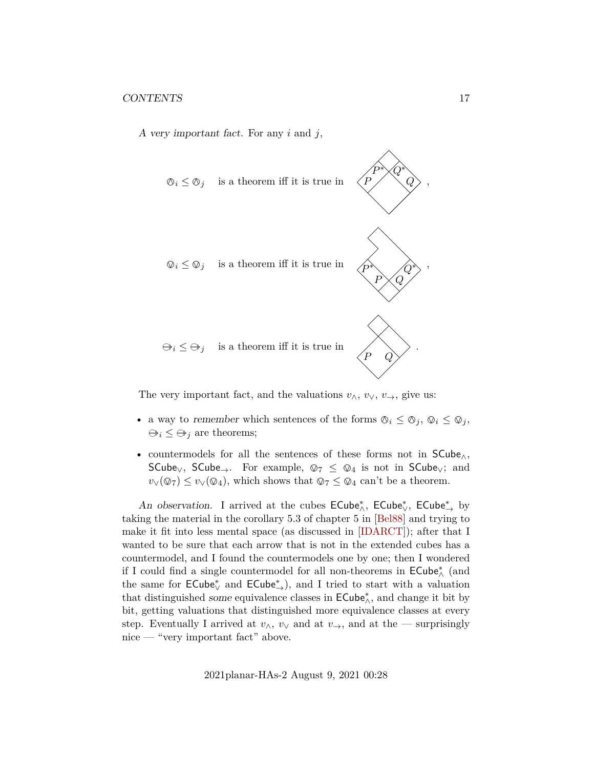*A very important fact.* For any $i$ and $j$,

$\oslash_i \leq \oslash_j$ is a theorem iff it is true in [diagram with $P^*$, $Q^*$, $P$, $Q$] ,

$\oslash_i \leq \oslash_j$ is a theorem iff it is true in [diagram with $P^*$, $Q^*$, $P$, $Q$] ,

$\ominus_i \leq \ominus_j$ is a theorem iff it is true in [diagram with $P$, $Q$] .

The very important fact, and the valuations $v_\wedge$, $v_\vee$, $v_\to$, give us:

- a way to *remember* which sentences of the forms $\oslash_i \leq \oslash_j$, $\oslash_i \leq \oslash_j$, $\ominus_i \leq \ominus_j$ are theorems;
- countermodels for all the sentences of these forms not in $\mathsf{SCube}_\wedge$, $\mathsf{SCube}_\vee$, $\mathsf{SCube}_\to$. For example, $\oslash_7 \leq \oslash_4$ is not in $\mathsf{SCube}_\vee$; and $v_\vee(\oslash_7) \leq v_\vee(\oslash_4)$, which shows that $\oslash_7 \leq \oslash_4$ can't be a theorem.

*An observation.* I arrived at the cubes $\mathsf{ECube}^*_\wedge$, $\mathsf{ECube}^*_\vee$, $\mathsf{ECube}^*_\to$ by taking the material in the corollary 5.3 of chapter 5 in [Bel88] and trying to make it fit into less mental space (as discussed in [IDARCT]); after that I wanted to be sure that each arrow that is not in the extended cubes has a countermodel, and I found the countermodels one by one; then I wondered if I could find a single countermodel for all non-theorems in $\mathsf{ECube}^*_\wedge$ (and the same for $\mathsf{ECube}^*_\vee$ and $\mathsf{ECube}^*_\to$), and I tried to start with a valuation that distinguished *some* equivalence classes in $\mathsf{ECube}^*_\wedge$, and change it bit by bit, getting valuations that distinguished more equivalence classes at every step. Eventually I arrived at $v_\wedge$, $v_\vee$ and at $v_\to$, and at the — surprisingly nice — "very important fact" above.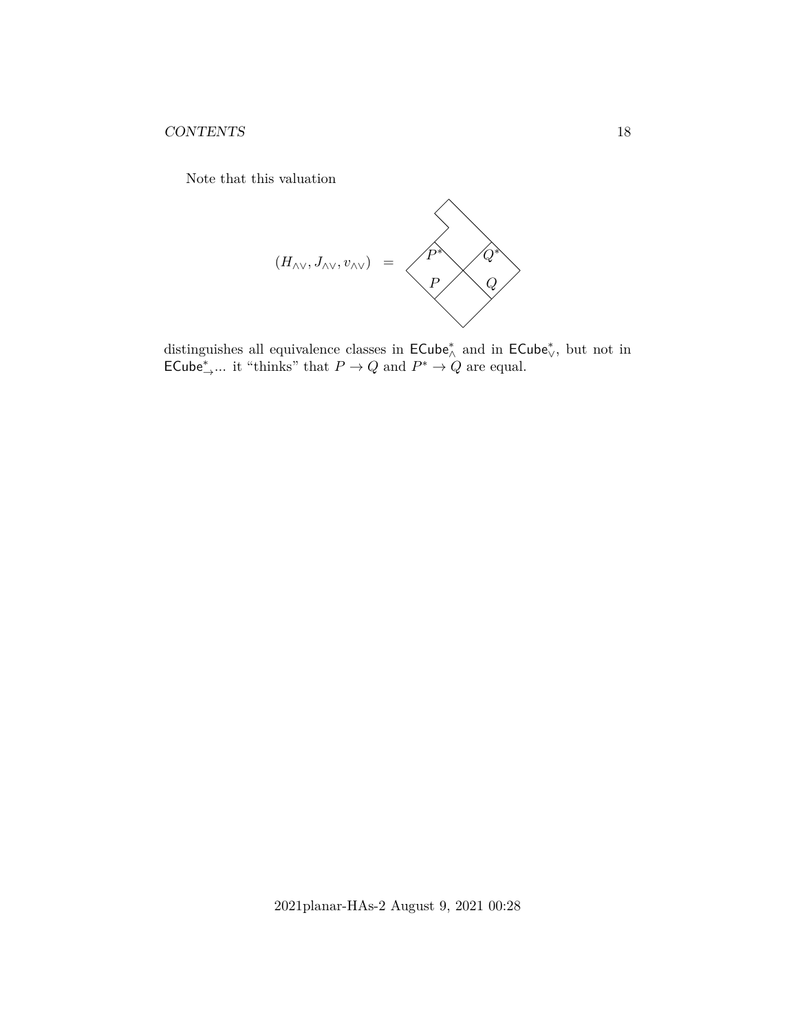Note that this valuation

$$(H_{\wedge\vee}, J_{\wedge\vee}, v_{\wedge\vee}) \quad = $$

distinguishes all equivalence classes in $\mathsf{ECube}^*_\wedge$ and in $\mathsf{ECube}^*_\vee$, but not in $\mathsf{ECube}^*_\rightarrow$... it "thinks" that $P \rightarrow Q$ and $P^* \rightarrow Q$ are equal.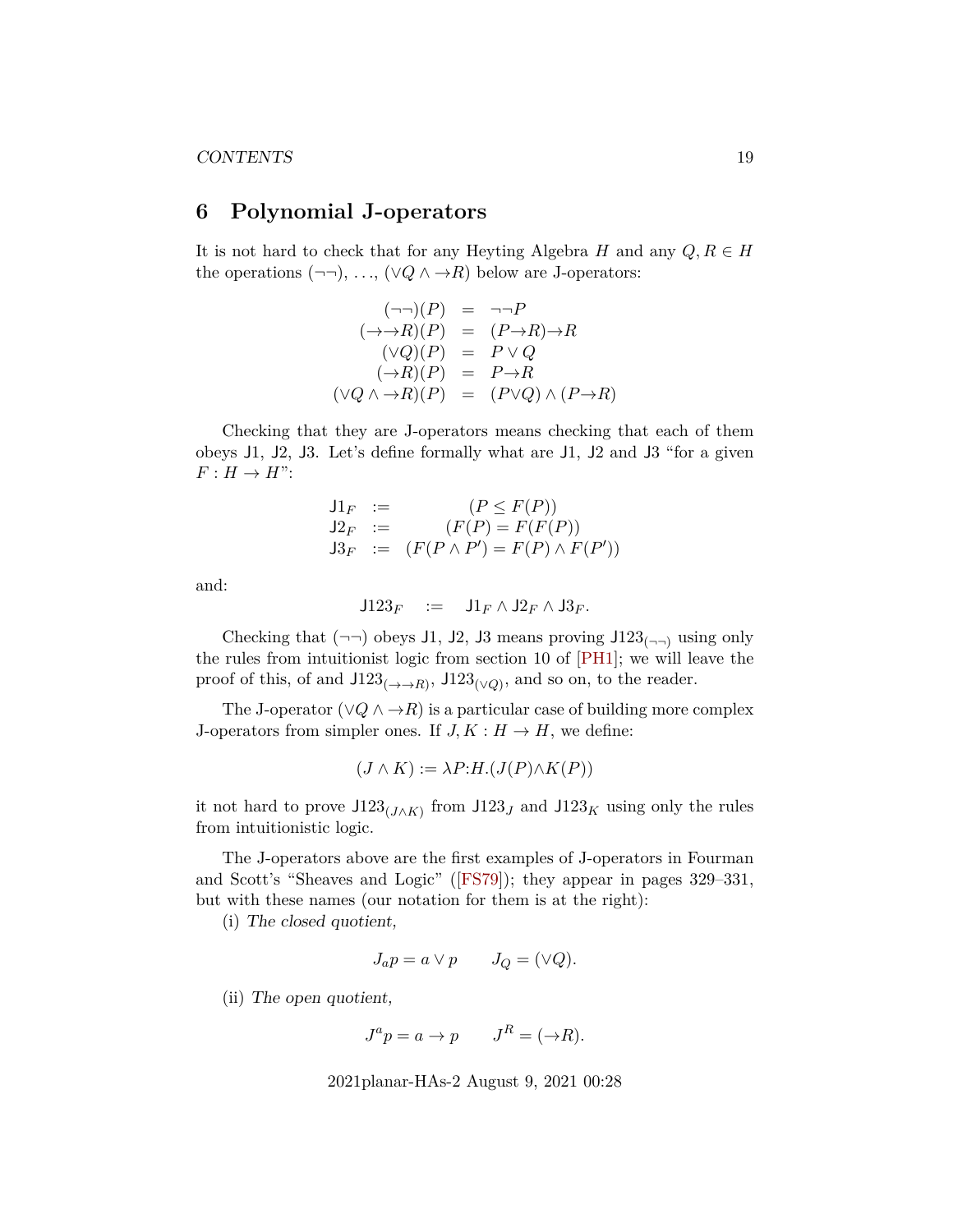## 6 Polynomial J-operators

It is not hard to check that for any Heyting Algebra $H$ and any $Q, R \in H$ the operations $(\neg\neg)$, ..., $(\vee Q \wedge {\to}R)$ below are J-operators:

$$
\begin{array}{rcl}
(\neg\neg)(P) & = & \neg\neg P \\
({\to}{\to}R)(P) & = & (P{\to}R){\to}R \\
(\vee Q)(P) & = & P \vee Q \\
({\to}R)(P) & = & P{\to}R \\
(\vee Q \wedge {\to}R)(P) & = & (P{\vee}Q) \wedge (P{\to}R)
\end{array}
$$

Checking that they are J-operators means checking that each of them obeys J1, J2, J3. Let's define formally what are J1, J2 and J3 "for a given $F : H \to H$":

$$
\begin{array}{rcl}
\mathsf{J1}_F & := & (P \leq F(P)) \\
\mathsf{J2}_F & := & (F(P) = F(F(P)) \\
\mathsf{J3}_F & := & (F(P \wedge P') = F(P) \wedge F(P'))
\end{array}
$$

and:

$$\mathsf{J123}_F \quad := \quad \mathsf{J1}_F \wedge \mathsf{J2}_F \wedge \mathsf{J3}_F.$$

Checking that $(\neg\neg)$ obeys J1, J2, J3 means proving $\mathsf{J123}_{(\neg\neg)}$ using only the rules from intuitionist logic from section 10 of [PH1]; we will leave the proof of this, of and $\mathsf{J123}_{({\to}{\to}R)}$, $\mathsf{J123}_{(\vee Q)}$, and so on, to the reader.

The J-operator $(\vee Q \wedge {\to}R)$ is a particular case of building more complex J-operators from simpler ones. If $J, K : H \to H$, we define:

$$(J \wedge K) := \lambda P{:}H.(J(P){\wedge}K(P))$$

it not hard to prove $\mathsf{J123}_{(J \wedge K)}$ from $\mathsf{J123}_J$ and $\mathsf{J123}_K$ using only the rules from intuitionistic logic.

The J-operators above are the first examples of J-operators in Fourman and Scott's "Sheaves and Logic" ([FS79]); they appear in pages 329–331, but with these names (our notation for them is at the right):

(i) *The closed quotient,*

$$J_a p = a \vee p \qquad J_Q = (\vee Q).$$

(ii) *The open quotient,*

$$J^a p = a \to p \qquad J^R = ({\to}R).$$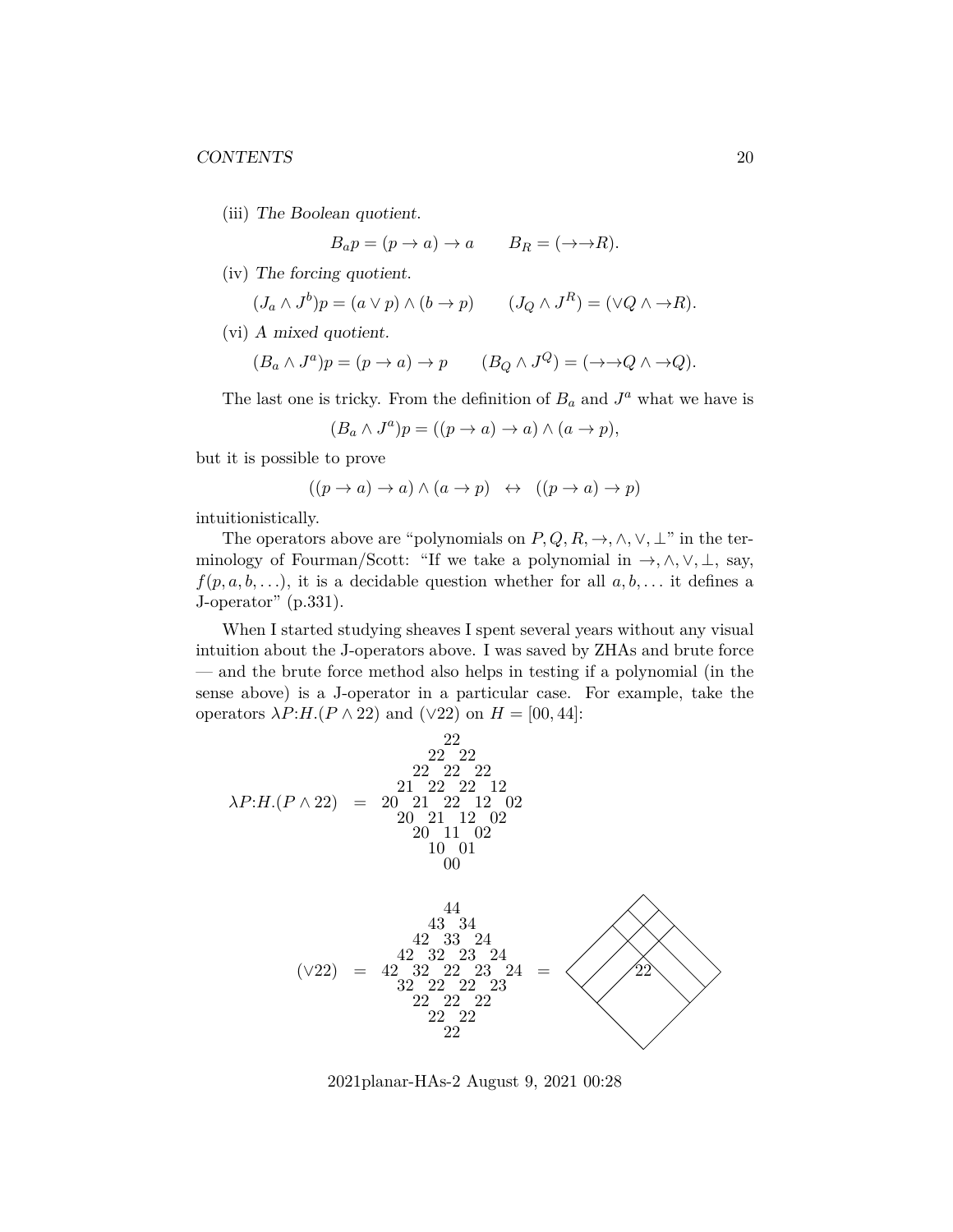(iii) *The Boolean quotient.*

$$B_a p = (p \to a) \to a \qquad B_R = (\to\!\to\! R).$$

(iv) *The forcing quotient.*

$$(J_a \wedge J^b)p = (a \vee p) \wedge (b \to p) \qquad (J_Q \wedge J^R) = (\vee Q \wedge \to\! R).$$

(vi) *A mixed quotient.*

$$(B_a \wedge J^a)p = (p \to a) \to p \qquad (B_Q \wedge J^Q) = (\to\!\to\! Q \wedge \to\! Q).$$

The last one is tricky. From the definition of $B_a$ and $J^a$ what we have is

$$(B_a \wedge J^a)p = ((p \to a) \to a) \wedge (a \to p),$$

but it is possible to prove

$$((p \to a) \to a) \wedge (a \to p) \quad \leftrightarrow \quad ((p \to a) \to p)$$

intuitionistically.

The operators above are "polynomials on $P, Q, R, \to, \wedge, \vee, \bot$" in the terminology of Fourman/Scott: "If we take a polynomial in $\to, \wedge, \vee, \bot$, say, $f(p, a, b, \ldots)$, it is a decidable question whether for all $a, b, \ldots$ it defines a J-operator" (p.331).

When I started studying sheaves I spent several years without any visual intuition about the J-operators above. I was saved by ZHAs and brute force — and the brute force method also helps in testing if a polynomial (in the sense above) is a J-operator in a particular case. For example, take the operators $\lambda P{:}H.(P \wedge 22)$ and $(\vee 22)$ on $H = [00, 44]$:

```
                          22
                        22  22
                      22  22  22
                    21  22  22  12
λP:H.(P ∧ 22)  =  20  21  22  12  02
                    20  21  12  02
                      20  11  02
                        10  01
                          00
```

```
                          44
                        43  34
                      42  33  24
                    42  32  23  24
(∨22)          =  42  32  22  23  24   =
                    32  22  22  23
                      22  22  22
                        22  22
                          22
```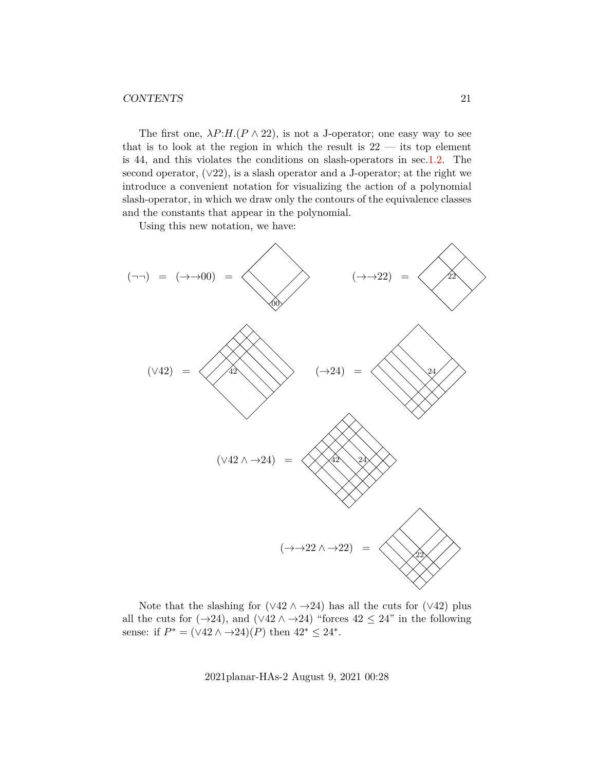The first one, $\lambda P{:}H.(P \wedge 22)$, is not a J-operator; one easy way to see that is to look at the region in which the result is 22 — its top element is 44, and this violates the conditions on slash-operators in sec.1.2. The second operator, $(\vee 22)$, is a slash operator and a J-operator; at the right we introduce a convenient notation for visualizing the action of a polynomial slash-operator, in which we draw only the contours of the equivalence classes and the constants that appear in the polynomial.

Using this new notation, we have:

$(\neg\neg) \;=\; (\to\to 00) \;=$

$(\to\to 22) \;=$

$(\vee 42) \;=$

$(\to 24) \;=$

$(\vee 42 \wedge \to 24) \;=$

$(\to\to 22 \wedge \to 22) \;=$

Note that the slashing for $(\vee 42 \wedge \to 24)$ has all the cuts for $(\vee 42)$ plus all the cuts for $(\to 24)$, and $(\vee 42 \wedge \to 24)$ "forces $42 \leq 24$" in the following sense: if $P^* = (\vee 42 \wedge \to 24)(P)$ then $42^* \leq 24^*$.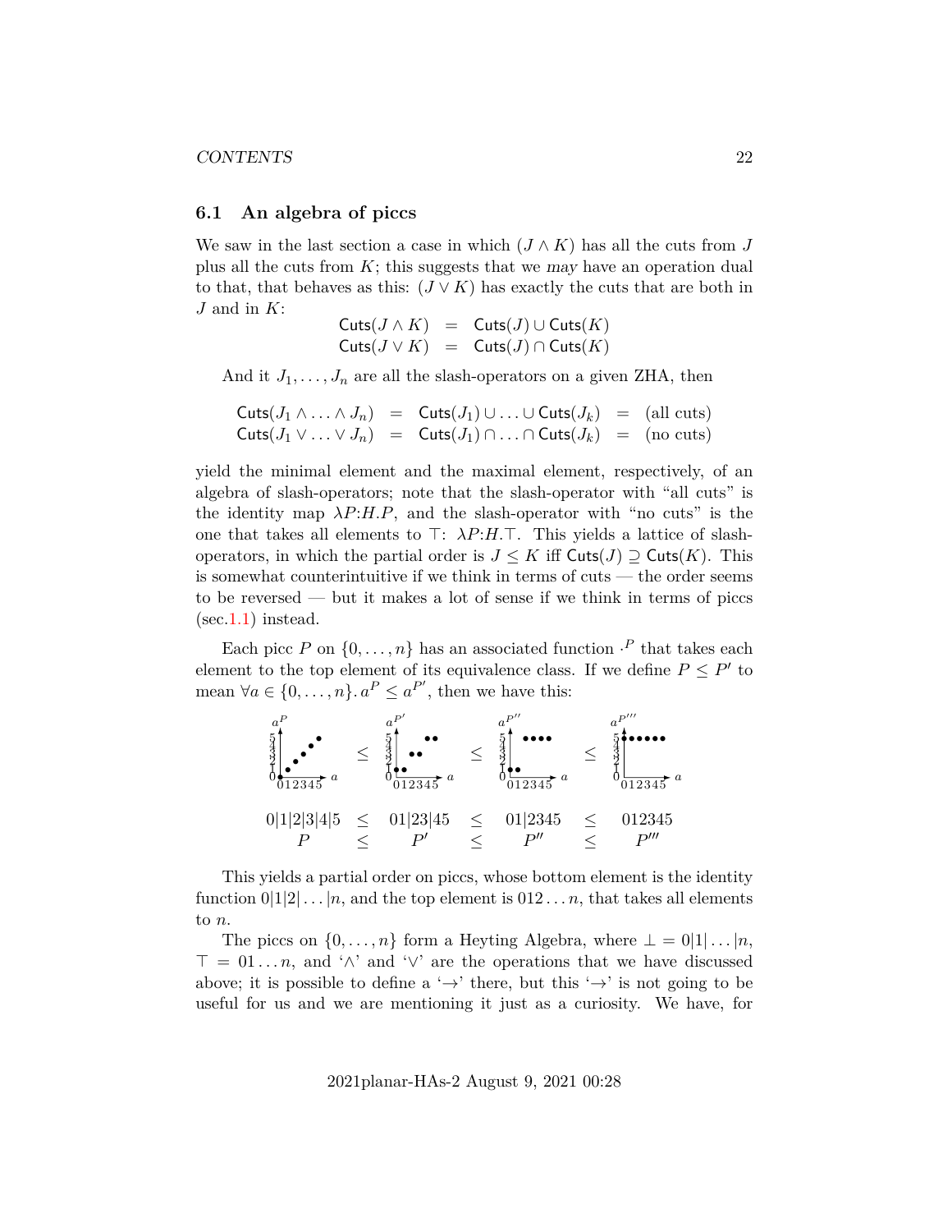### 6.1 An algebra of piccs

We saw in the last section a case in which $(J \wedge K)$ has all the cuts from $J$ plus all the cuts from $K$; this suggests that we *may* have an operation dual to that, that behaves as this: $(J \vee K)$ has exactly the cuts that are both in $J$ and in $K$:

$$\begin{array}{rcl} \mathsf{Cuts}(J \wedge K) & = & \mathsf{Cuts}(J) \cup \mathsf{Cuts}(K) \\ \mathsf{Cuts}(J \vee K) & = & \mathsf{Cuts}(J) \cap \mathsf{Cuts}(K) \end{array}$$

And it $J_1, \ldots, J_n$ are all the slash-operators on a given ZHA, then

$$\begin{array}{rcccl} \mathsf{Cuts}(J_1 \wedge \ldots \wedge J_n) & = & \mathsf{Cuts}(J_1) \cup \ldots \cup \mathsf{Cuts}(J_k) & = & \text{(all cuts)} \\ \mathsf{Cuts}(J_1 \vee \ldots \vee J_n) & = & \mathsf{Cuts}(J_1) \cap \ldots \cap \mathsf{Cuts}(J_k) & = & \text{(no cuts)} \end{array}$$

yield the minimal element and the maximal element, respectively, of an algebra of slash-operators; note that the slash-operator with "all cuts" is the identity map $\lambda P{:}H.P$, and the slash-operator with "no cuts" is the one that takes all elements to $\top$: $\lambda P{:}H.\top$. This yields a lattice of slash-operators, in which the partial order is $J \leq K$ iff $\mathsf{Cuts}(J) \supseteq \mathsf{Cuts}(K)$. This is somewhat counterintuitive if we think in terms of cuts — the order seems to be reversed — but it makes a lot of sense if we think in terms of piccs (sec.1.1) instead.

Each picc $P$ on $\{0, \ldots, n\}$ has an associated function $\cdot^P$ that takes each element to the top element of its equivalence class. If we define $P \leq P'$ to mean $\forall a \in \{0, \ldots, n\}.\, a^P \leq a^{P'}$, then we have this:

$$\begin{array}{ccccccc} 0|1|2|3|4|5 & \leq & 01|23|45 & \leq & 01|2345 & \leq & 012345 \\ P & \leq & P' & \leq & P'' & \leq & P''' \end{array}$$

This yields a partial order on piccs, whose bottom element is the identity function $0|1|2|\ldots|n$, and the top element is $012\ldots n$, that takes all elements to $n$.

The piccs on $\{0, \ldots, n\}$ form a Heyting Algebra, where $\bot = 0|1|\ldots|n$, $\top = 01\ldots n$, and '$\wedge$' and '$\vee$' are the operations that we have discussed above; it is possible to define a '$\to$' there, but this '$\to$' is not going to be useful for us and we are mentioning it just as a curiosity. We have, for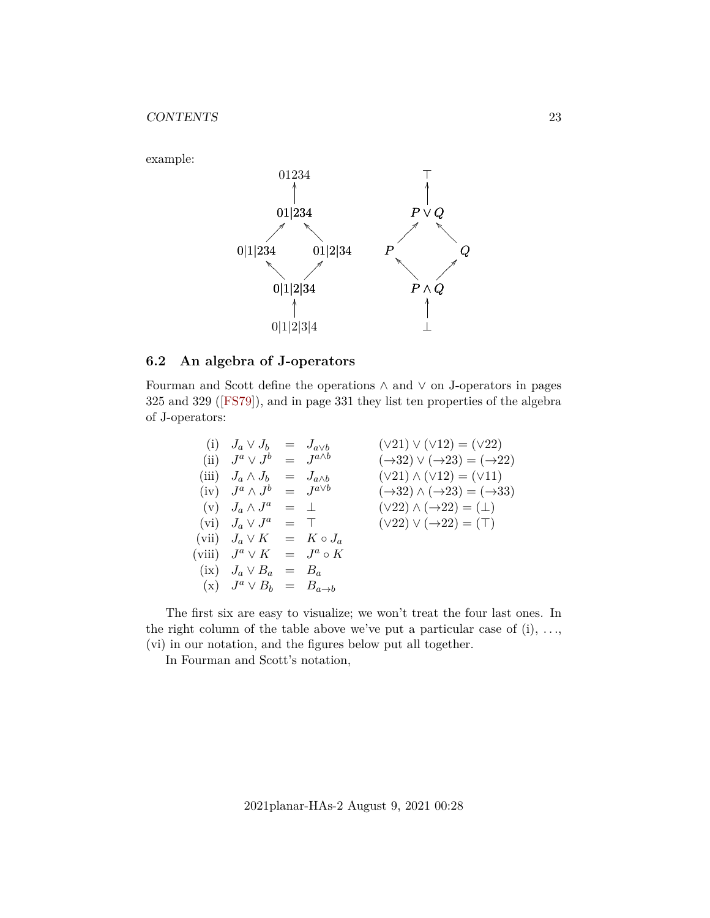example:

```
        01234                    ⊤
          ↑                      ↑
        01|234                 P ∨ Q
       ↗      ↖              ↗      ↖
  0|1|234    01|2|34        P         Q
       ↖      ↗              ↖      ↗
        0|1|2|34               P ∧ Q
          ↑                      ↑
        0|1|2|3|4                ⊥
```

## 6.2 An algebra of J-operators

Fourman and Scott define the operations $\wedge$ and $\vee$ on J-operators in pages 325 and 329 ([FS79]), and in page 331 they list ten properties of the algebra of J-operators:

| | | | | |
|---|---|---|---|---|
| (i) | $J_a \vee J_b$ | $=$ | $J_{a\vee b}$ | $(\vee 21) \vee (\vee 12) = (\vee 22)$ |
| (ii) | $J^a \vee J^b$ | $=$ | $J^{a\wedge b}$ | $(\to 32) \vee (\to 23) = (\to 22)$ |
| (iii) | $J_a \wedge J_b$ | $=$ | $J_{a\wedge b}$ | $(\vee 21) \wedge (\vee 12) = (\vee 11)$ |
| (iv) | $J^a \wedge J^b$ | $=$ | $J^{a\vee b}$ | $(\to 32) \wedge (\to 23) = (\to 33)$ |
| (v) | $J_a \wedge J^a$ | $=$ | $\bot$ | $(\vee 22) \wedge (\to 22) = (\bot)$ |
| (vi) | $J_a \vee J^a$ | $=$ | $\top$ | $(\vee 22) \vee (\to 22) = (\top)$ |
| (vii) | $J_a \vee K$ | $=$ | $K \circ J_a$ | |
| (viii) | $J^a \vee K$ | $=$ | $J^a \circ K$ | |
| (ix) | $J_a \vee B_a$ | $=$ | $B_a$ | |
| (x) | $J^a \vee B_b$ | $=$ | $B_{a\to b}$ | |

The first six are easy to visualize; we won't treat the four last ones. In the right column of the table above we've put a particular case of (i), ..., (vi) in our notation, and the figures below put all together.

In Fourman and Scott's notation,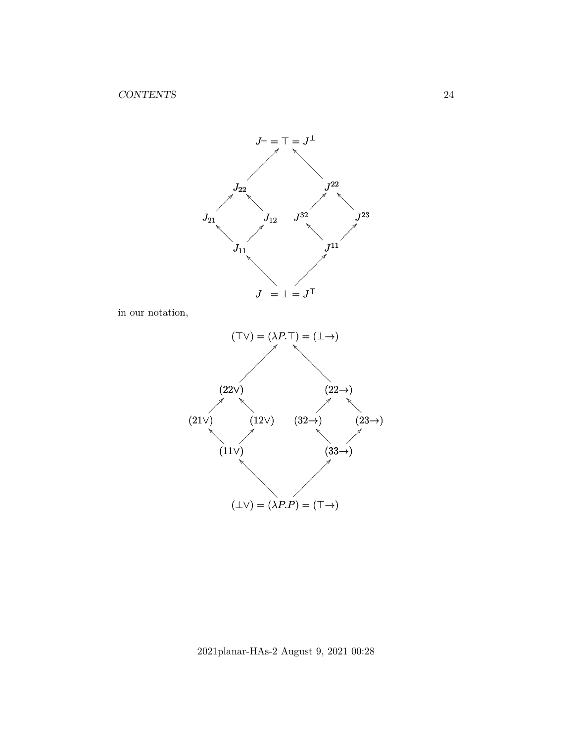$$J_\top = \top = J^\perp$$

$$J_{22} \qquad\qquad J^{22}$$

$$J_{21} \qquad J_{12} \qquad J^{32} \qquad J^{23}$$

$$J_{11} \qquad\qquad J^{11}$$

$$J_\perp = \perp = J^\top$$

in our notation,

$$(\top\vee) = (\lambda P.\top) = (\perp\to)$$

$$(22\vee) \qquad\qquad (22\to)$$

$$(21\vee) \qquad (12\vee) \qquad (32\to) \qquad (23\to)$$

$$(11\vee) \qquad\qquad (33\to)$$

$$(\perp\vee) = (\lambda P.P) = (\top\to)$$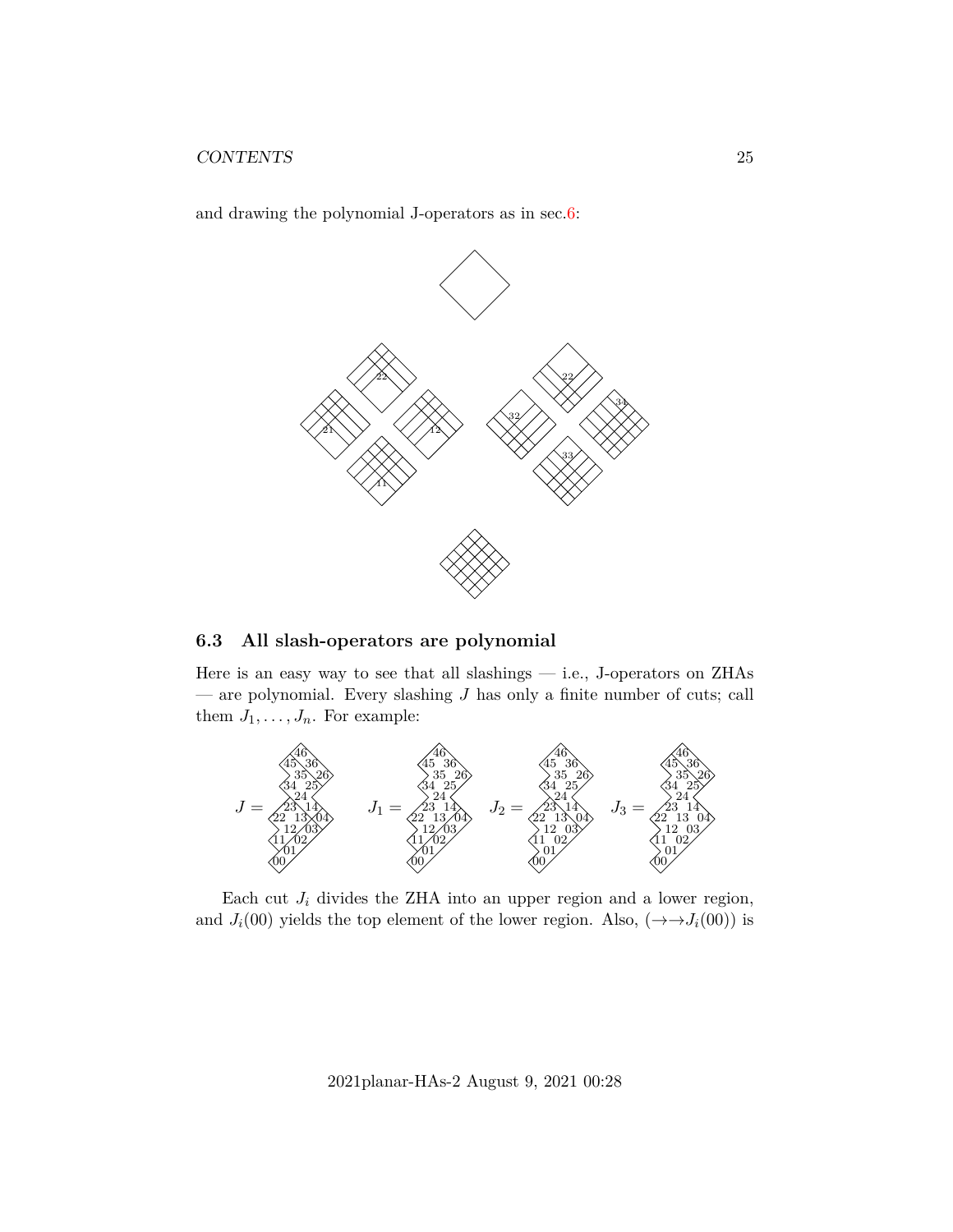and drawing the polynomial J-operators as in sec.6:

### 6.3 All slash-operators are polynomial

Here is an easy way to see that all slashings — i.e., J-operators on ZHAs — are polynomial. Every slashing $J$ has only a finite number of cuts; call them $J_1, \ldots, J_n$. For example:

$J =$ $\quad J_1 =$ $\quad J_2 =$ $\quad J_3 =$

Each cut $J_i$ divides the ZHA into an upper region and a lower region, and $J_i(00)$ yields the top element of the lower region. Also, $(\to\!\to\! J_i(00))$ is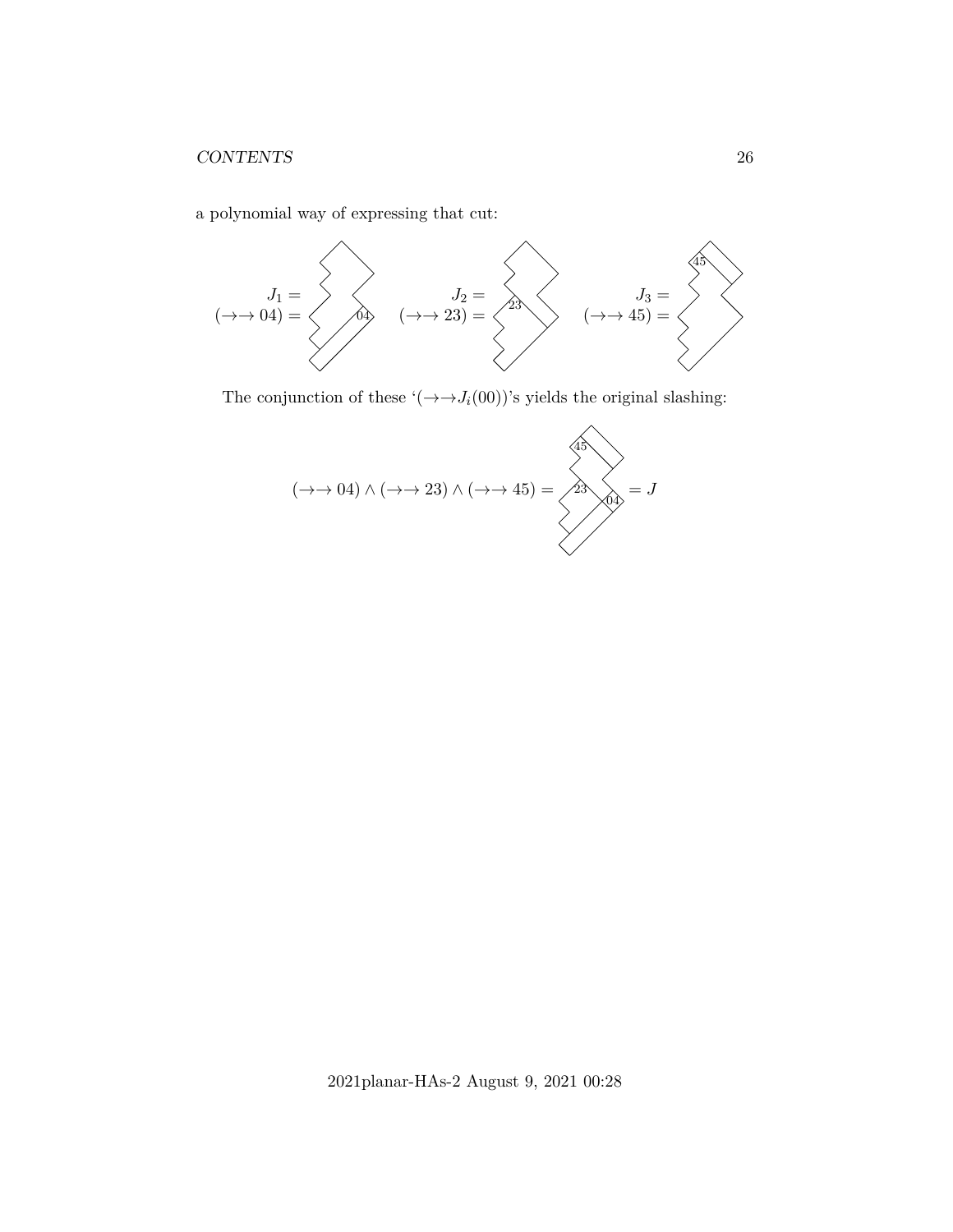a polynomial way of expressing that cut:

$J_1 = (\to\to 04) =$ $\quad$ $J_2 = (\to\to 23) =$ $\quad$ $J_3 = (\to\to 45) =$

The conjunction of these '$(\to\to J_i(00))$'s yields the original slashing:

$$(\to\to 04) \wedge (\to\to 23) \wedge (\to\to 45) = \quad = J$$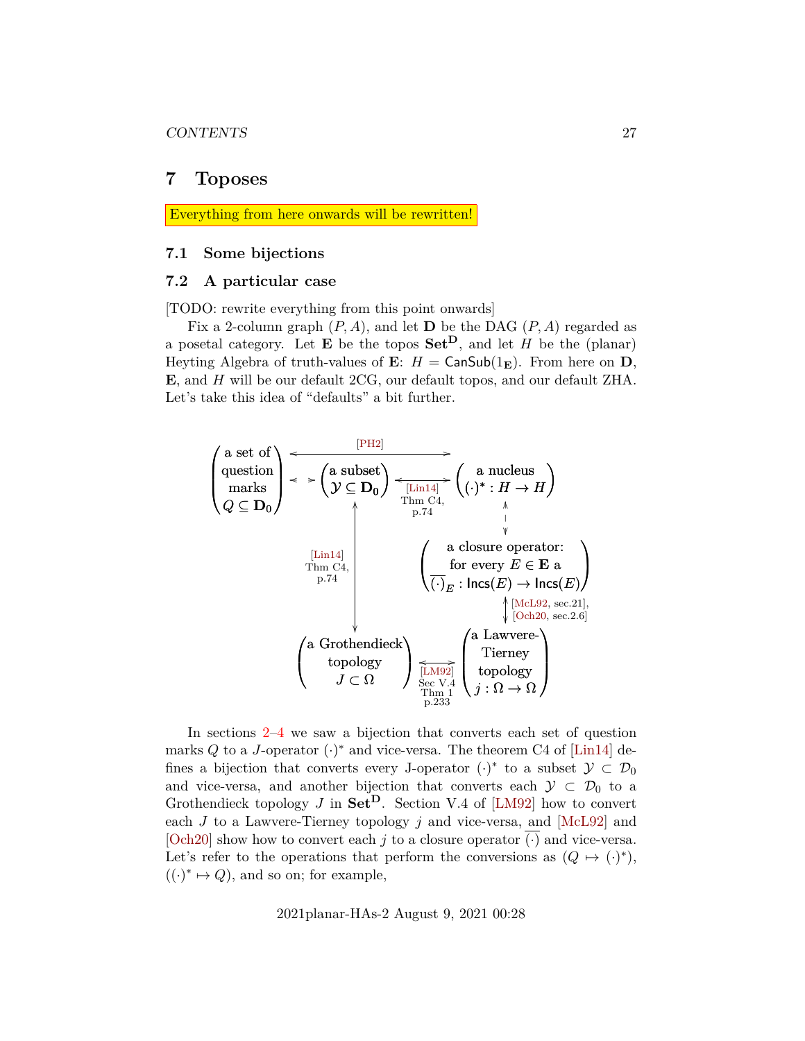## 7 Toposes

Everything from here onwards will be rewritten!

### 7.1 Some bijections

### 7.2 A particular case

[TODO: rewrite everything from this point onwards]

Fix a 2-column graph $(P, A)$, and let $\mathbf{D}$ be the DAG $(P, A)$ regarded as a posetal category. Let $\mathbf{E}$ be the topos $\mathbf{Set}^{\mathbf{D}}$, and let $H$ be the (planar) Heyting Algebra of truth-values of $\mathbf{E}$: $H = \mathsf{CanSub}(1_{\mathbf{E}})$. From here on $\mathbf{D}$, $\mathbf{E}$, and $H$ will be our default 2CG, our default topos, and our default ZHA. Let's take this idea of "defaults" a bit further.

$$
\begin{array}{ccccc}
\begin{pmatrix}\text{a set of}\\ \text{question}\\ \text{marks}\\ Q \subseteq \mathbf{D_0}\end{pmatrix} & \overset{\text{[PH2]}}{\longleftrightarrow} \cdots & \begin{pmatrix}\text{a subset}\\ \mathcal{Y} \subseteq \mathbf{D_0}\end{pmatrix} & \underset{\substack{\text{[Lin14]}\\ \text{Thm C4,}\\ \text{p.74}}}{\longleftrightarrow} & \begin{pmatrix}\text{a nucleus}\\ (\cdot)^* : H \to H\end{pmatrix} \\
& & \updownarrow {\scriptstyle \text{[Lin14] Thm C4, p.74}} & & \updownarrow \\
& & & & \begin{pmatrix}\text{a closure operator:}\\ \text{for every } E \in \mathbf{E} \text{ a}\\ \overline{(\cdot)}_E : \mathsf{Incs}(E) \to \mathsf{Incs}(E)\end{pmatrix} \\
& & & & \updownarrow {\scriptstyle \text{[McL92, sec.21], [Och20, sec.2.6]}} \\
& & \begin{pmatrix}\text{a Grothendieck}\\ \text{topology}\\ J \subset \Omega\end{pmatrix} & \underset{\substack{\text{[LM92]}\\ \text{Sec V.4}\\ \text{Thm 1}\\ \text{p.233}}}{\longleftrightarrow} & \begin{pmatrix}\text{a Lawvere-}\\ \text{Tierney}\\ \text{topology}\\ j : \Omega \to \Omega\end{pmatrix}
\end{array}
$$

In sections 2–4 we saw a bijection that converts each set of question marks $Q$ to a $J$-operator $(\cdot)^*$ and vice-versa. The theorem C4 of [Lin14] defines a bijection that converts every J-operator $(\cdot)^*$ to a subset $\mathcal{Y} \subset \mathcal{D}_0$ and vice-versa, and another bijection that converts each $\mathcal{Y} \subset \mathcal{D}_0$ to a Grothendieck topology $J$ in $\mathbf{Set}^{\mathbf{D}}$. Section V.4 of [LM92] how to convert each $J$ to a Lawvere-Tierney topology $j$ and vice-versa, and [McL92] and [Och20] show how to convert each $j$ to a closure operator $\overline{(\cdot)}$ and vice-versa. Let's refer to the operations that perform the conversions as $(Q \mapsto (\cdot)^*)$, $((\cdot)^* \mapsto Q)$, and so on; for example,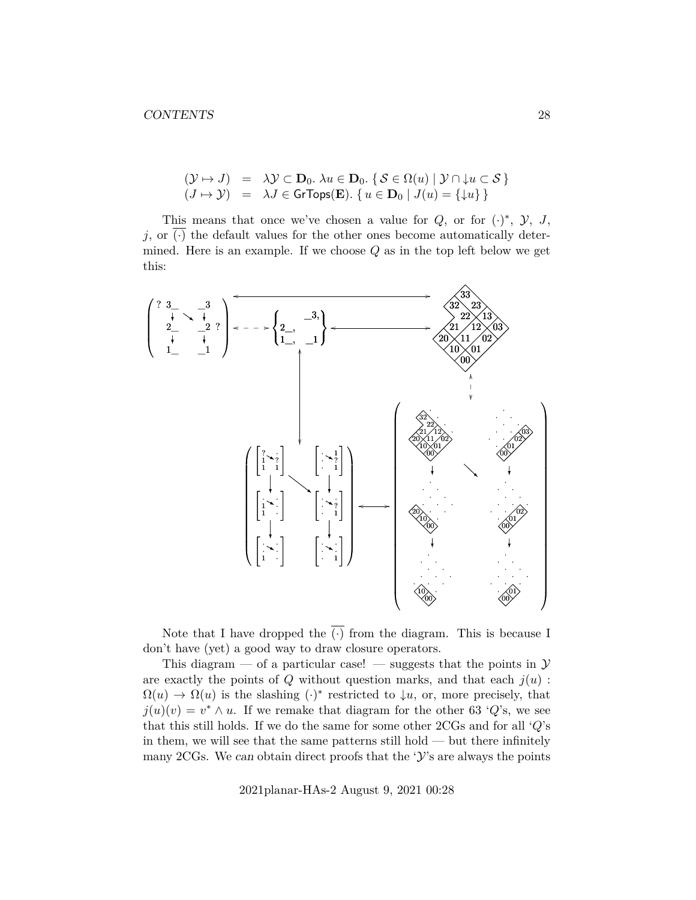$$
\begin{array}{rcl}
(\mathcal{Y} \mapsto J) & = & \lambda \mathcal{Y} \subset \mathbf{D}_0.\ \lambda u \in \mathbf{D}_0.\ \{\, \mathcal{S} \in \Omega(u) \mid \mathcal{Y} \cap {\downarrow} u \subset \mathcal{S} \,\} \\
(J \mapsto \mathcal{Y}) & = & \lambda J \in \mathsf{GrTops}(\mathbf{E}).\ \{\, u \in \mathbf{D}_0 \mid J(u) = \{{\downarrow} u\} \,\}
\end{array}
$$

This means that once we've chosen a value for $Q$, or for $(\cdot)^*$, $\mathcal{Y}$, $J$, $j$, or $\overline{(\cdot)}$ the default values for the other ones become automatically determined. Here is an example. If we choose $Q$ as in the top left below we get this:

Note that I have dropped the $\overline{(\cdot)}$ from the diagram. This is because I don't have (yet) a good way to draw closure operators.

This diagram — of a particular case! — suggests that the points in $\mathcal{Y}$ are exactly the points of $Q$ without question marks, and that each $j(u) : \Omega(u) \to \Omega(u)$ is the slashing $(\cdot)^*$ restricted to ${\downarrow}u$, or, more precisely, that $j(u)(v) = v^* \wedge u$. If we remake that diagram for the other 63 '$Q$'s, we see that this still holds. If we do the same for some other 2CGs and for all '$Q$'s in them, we will see that the same patterns still hold — but there infinitely many 2CGs. We *can* obtain direct proofs that the '$\mathcal{Y}$'s are always the points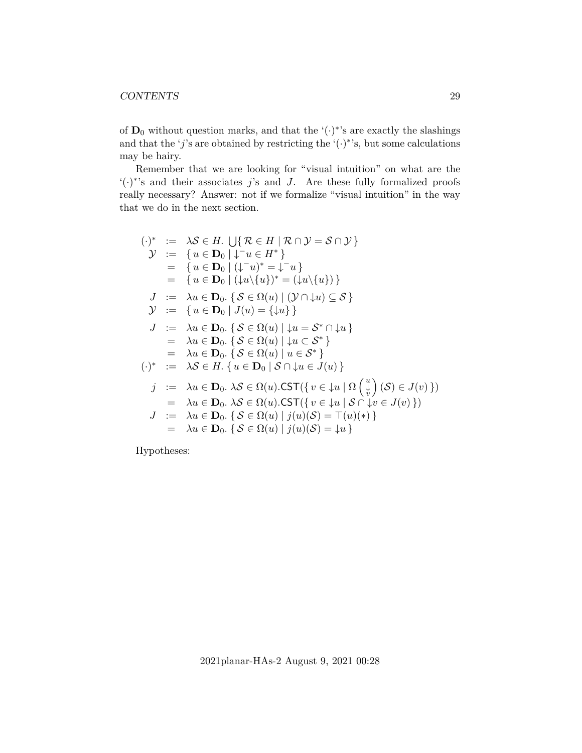of $\mathbf{D}_0$ without question marks, and that the '$(\cdot)^*$'s are exactly the slashings and that the '$j$'s are obtained by restricting the '$(\cdot)^*$'s, but some calculations may be hairy.

Remember that we are looking for "visual intuition" on what are the '$(\cdot)^*$'s and their associates $j$'s and $J$. Are these fully formalized proofs really necessary? Answer: not if we formalize "visual intuition" in the way that we do in the next section.

$$
\begin{array}{rcl}
(\cdot)^* & := & \lambda \mathcal{S} \in H.\ \bigcup\{\, \mathcal{R} \in H \mid \mathcal{R} \cap \mathcal{Y} = \mathcal{S} \cap \mathcal{Y} \,\} \\
\mathcal{Y} & := & \{\, u \in \mathbf{D}_0 \mid {\downarrow^-} u \in H^* \,\} \\
 & = & \{\, u \in \mathbf{D}_0 \mid ({\downarrow^-} u)^* = {\downarrow^-} u \,\} \\
 & = & \{\, u \in \mathbf{D}_0 \mid ({\downarrow} u \backslash \{u\})^* = ({\downarrow} u \backslash \{u\}) \,\} \\
J & := & \lambda u \in \mathbf{D}_0.\ \{\, \mathcal{S} \in \Omega(u) \mid (\mathcal{Y} \cap {\downarrow} u) \subseteq \mathcal{S} \,\} \\
\mathcal{Y} & := & \{\, u \in \mathbf{D}_0 \mid J(u) = \{{\downarrow} u\} \,\} \\
J & := & \lambda u \in \mathbf{D}_0.\ \{\, \mathcal{S} \in \Omega(u) \mid {\downarrow} u = \mathcal{S}^* \cap {\downarrow} u \,\} \\
 & = & \lambda u \in \mathbf{D}_0.\ \{\, \mathcal{S} \in \Omega(u) \mid {\downarrow} u \subset \mathcal{S}^* \,\} \\
 & = & \lambda u \in \mathbf{D}_0.\ \{\, \mathcal{S} \in \Omega(u) \mid u \in \mathcal{S}^* \,\} \\
(\cdot)^* & := & \lambda \mathcal{S} \in H.\ \{\, u \in \mathbf{D}_0 \mid \mathcal{S} \cap {\downarrow} u \in J(u) \,\} \\
j & := & \lambda u \in \mathbf{D}_0.\ \lambda \mathcal{S} \in \Omega(u).\mathsf{CST}(\{\, v \in {\downarrow} u \mid \Omega\begin{pmatrix} u \\ \downarrow \\ v \end{pmatrix}(\mathcal{S}) \in J(v) \,\}) \\
 & = & \lambda u \in \mathbf{D}_0.\ \lambda \mathcal{S} \in \Omega(u).\mathsf{CST}(\{\, v \in {\downarrow} u \mid \mathcal{S} \cap {\downarrow} v \in J(v) \,\}) \\
J & := & \lambda u \in \mathbf{D}_0.\ \{\, \mathcal{S} \in \Omega(u) \mid j(u)(\mathcal{S}) = \top(u)(*) \,\} \\
 & = & \lambda u \in \mathbf{D}_0.\ \{\, \mathcal{S} \in \Omega(u) \mid j(u)(\mathcal{S}) = {\downarrow} u \,\}
\end{array}
$$

Hypotheses: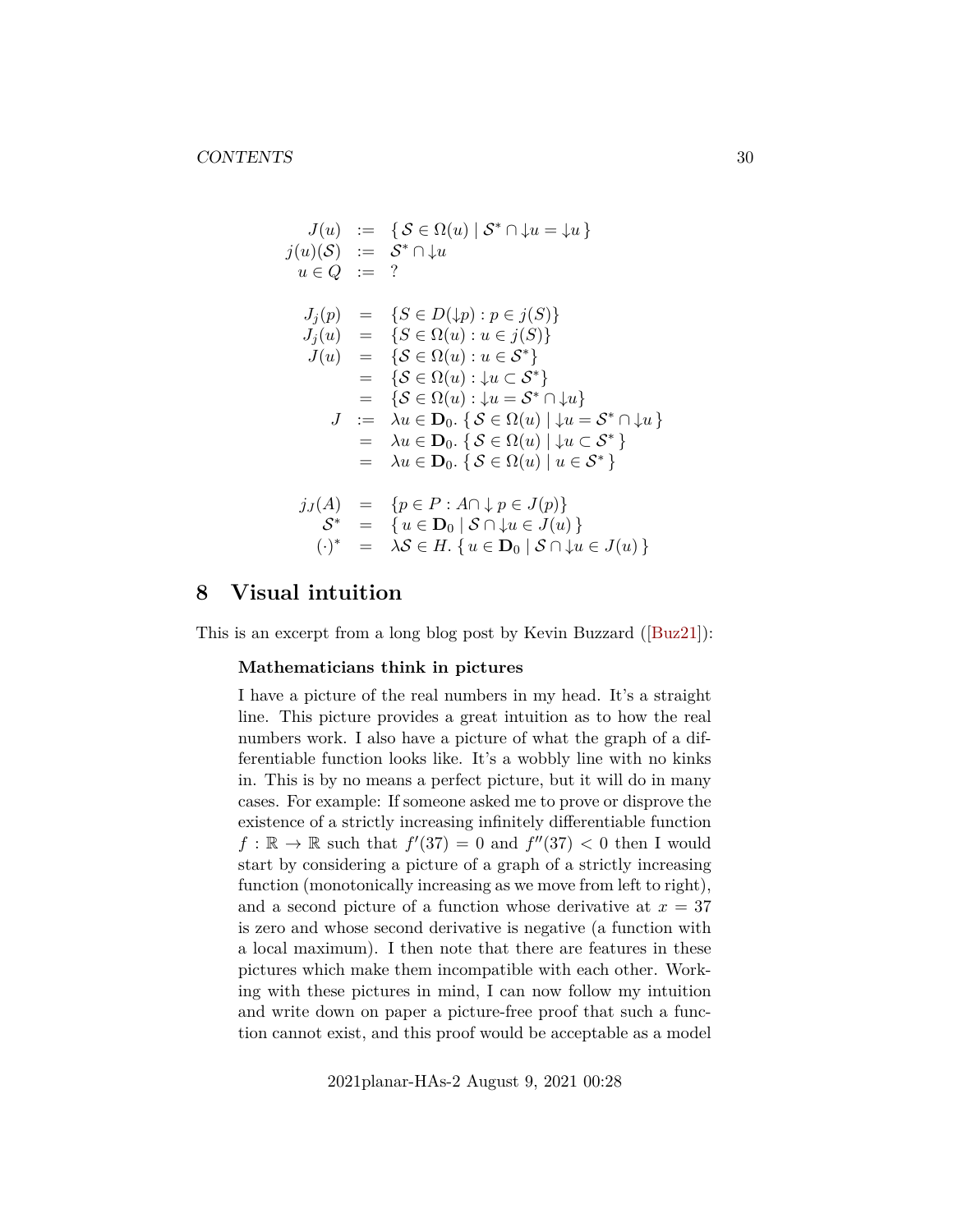$$
\begin{array}{rcl}
J(u) & := & \{\, \mathcal{S} \in \Omega(u) \mid \mathcal{S}^* \cap {\downarrow}u = {\downarrow}u \,\} \\
j(u)(\mathcal{S}) & := & \mathcal{S}^* \cap {\downarrow}u \\
u \in Q & := & ?
\end{array}
$$

$$
\begin{array}{rcl}
J_j(p) & = & \{S \in D({\downarrow}p) : p \in j(S)\} \\
J_j(u) & = & \{S \in \Omega(u) : u \in j(S)\} \\
J(u) & = & \{\mathcal{S} \in \Omega(u) : u \in \mathcal{S}^*\} \\
 & = & \{\mathcal{S} \in \Omega(u) : {\downarrow}u \subset \mathcal{S}^*\} \\
 & = & \{\mathcal{S} \in \Omega(u) : {\downarrow}u = \mathcal{S}^* \cap {\downarrow}u\} \\
J & := & \lambda u \in \mathbf{D}_0.\, \{\, \mathcal{S} \in \Omega(u) \mid {\downarrow}u = \mathcal{S}^* \cap {\downarrow}u \,\} \\
 & = & \lambda u \in \mathbf{D}_0.\, \{\, \mathcal{S} \in \Omega(u) \mid {\downarrow}u \subset \mathcal{S}^* \,\} \\
 & = & \lambda u \in \mathbf{D}_0.\, \{\, \mathcal{S} \in \Omega(u) \mid u \in \mathcal{S}^* \,\}
\end{array}
$$

$$
\begin{array}{rcl}
j_J(A) & = & \{p \in P : A \cap {\downarrow}\, p \in J(p)\} \\
\mathcal{S}^* & = & \{\, u \in \mathbf{D}_0 \mid \mathcal{S} \cap {\downarrow}u \in J(u) \,\} \\
(\cdot)^* & = & \lambda \mathcal{S} \in H.\, \{\, u \in \mathbf{D}_0 \mid \mathcal{S} \cap {\downarrow}u \in J(u) \,\}
\end{array}
$$

# 8 Visual intuition

This is an excerpt from a long blog post by Kevin Buzzard ([Buz21]):

> **Mathematicians think in pictures**
>
> I have a picture of the real numbers in my head. It's a straight line. This picture provides a great intuition as to how the real numbers work. I also have a picture of what the graph of a differentiable function looks like. It's a wobbly line with no kinks in. This is by no means a perfect picture, but it will do in many cases. For example: If someone asked me to prove or disprove the existence of a strictly increasing infinitely differentiable function $f : \mathbb{R} \to \mathbb{R}$ such that $f'(37) = 0$ and $f''(37) < 0$ then I would start by considering a picture of a graph of a strictly increasing function (monotonically increasing as we move from left to right), and a second picture of a function whose derivative at $x = 37$ is zero and whose second derivative is negative (a function with a local maximum). I then note that there are features in these pictures which make them incompatible with each other. Working with these pictures in mind, I can now follow my intuition and write down on paper a picture-free proof that such a function cannot exist, and this proof would be acceptable as a model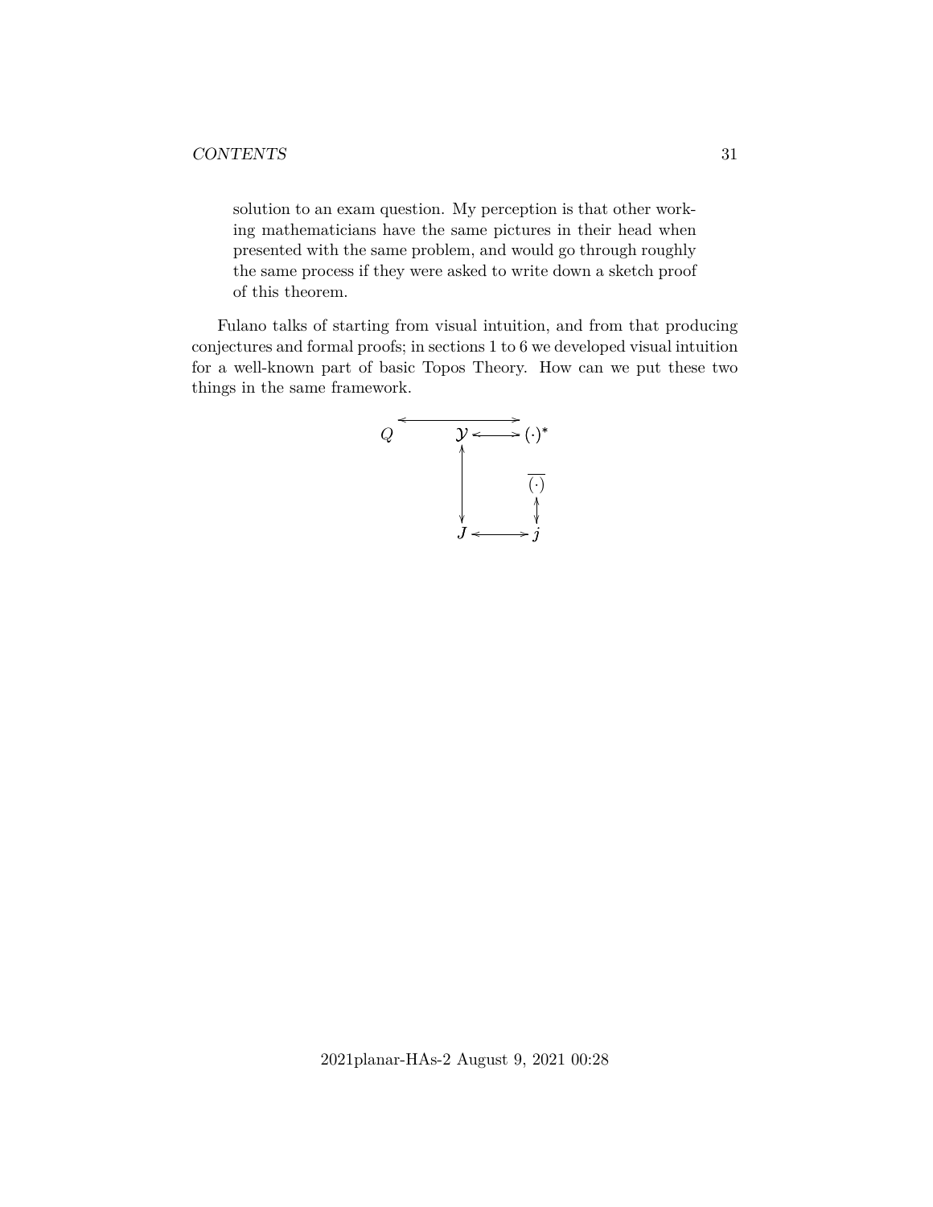> solution to an exam question. My perception is that other working mathematicians have the same pictures in their head when presented with the same problem, and would go through roughly the same process if they were asked to write down a sketch proof of this theorem.

Fulano talks of starting from visual intuition, and from that producing conjectures and formal proofs; in sections 1 to 6 we developed visual intuition for a well-known part of basic Topos Theory. How can we put these two things in the same framework.

$$
\begin{array}{ccccc}
 & \multicolumn{4}{c}{\longleftrightarrow} \\
Q & & \mathcal{Y} & \longleftrightarrow & (\cdot)^* \\
 & & \updownarrow & & \\
 & & & & \overline{(\cdot)} \\
 & & & & \updownarrow \\
 & & J & \longleftrightarrow & j
\end{array}
$$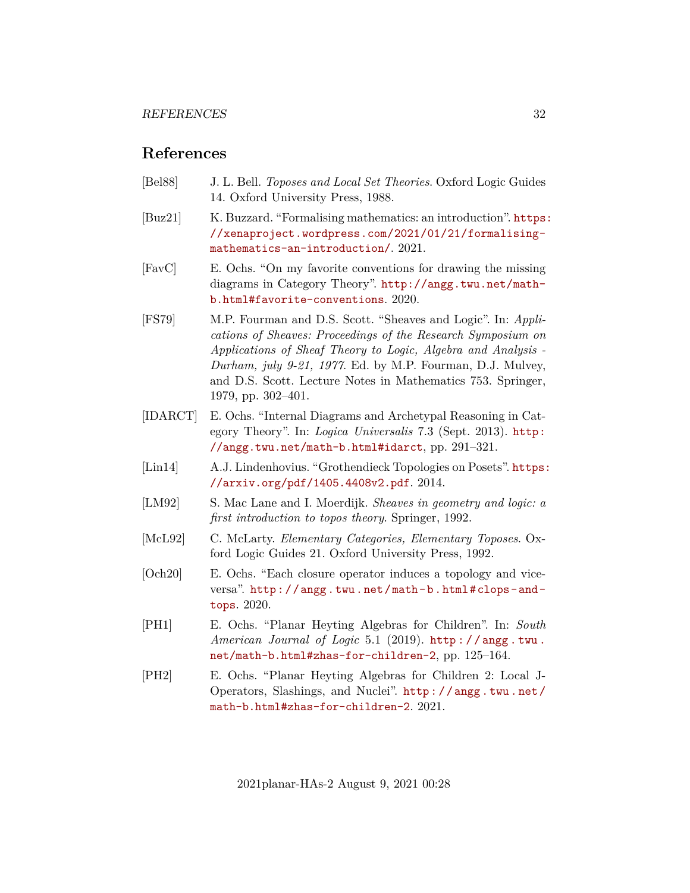## References

[Bel88] J. L. Bell. *Toposes and Local Set Theories*. Oxford Logic Guides 14. Oxford University Press, 1988.

[Buz21] K. Buzzard. "Formalising mathematics: an introduction". https://xenaproject.wordpress.com/2021/01/21/formalising-mathematics-an-introduction/. 2021.

[FavC] E. Ochs. "On my favorite conventions for drawing the missing diagrams in Category Theory". http://angg.twu.net/math-b.html#favorite-conventions. 2020.

[FS79] M.P. Fourman and D.S. Scott. "Sheaves and Logic". In: *Applications of Sheaves: Proceedings of the Research Symposium on Applications of Sheaf Theory to Logic, Algebra and Analysis - Durham, july 9-21, 1977*. Ed. by M.P. Fourman, D.J. Mulvey, and D.S. Scott. Lecture Notes in Mathematics 753. Springer, 1979, pp. 302–401.

[IDARCT] E. Ochs. "Internal Diagrams and Archetypal Reasoning in Category Theory". In: *Logica Universalis* 7.3 (Sept. 2013). http://angg.twu.net/math-b.html#idarct, pp. 291–321.

[Lin14] A.J. Lindenhovius. "Grothendieck Topologies on Posets". https://arxiv.org/pdf/1405.4408v2.pdf. 2014.

[LM92] S. Mac Lane and I. Moerdijk. *Sheaves in geometry and logic: a first introduction to topos theory*. Springer, 1992.

[McL92] C. McLarty. *Elementary Categories, Elementary Toposes*. Oxford Logic Guides 21. Oxford University Press, 1992.

[Och20] E. Ochs. "Each closure operator induces a topology and vice-versa". http://angg.twu.net/math-b.html#clops-and-tops. 2020.

[PH1] E. Ochs. "Planar Heyting Algebras for Children". In: *South American Journal of Logic* 5.1 (2019). http://angg.twu.net/math-b.html#zhas-for-children-2, pp. 125–164.

[PH2] E. Ochs. "Planar Heyting Algebras for Children 2: Local J-Operators, Slashings, and Nuclei". http://angg.twu.net/math-b.html#zhas-for-children-2. 2021.